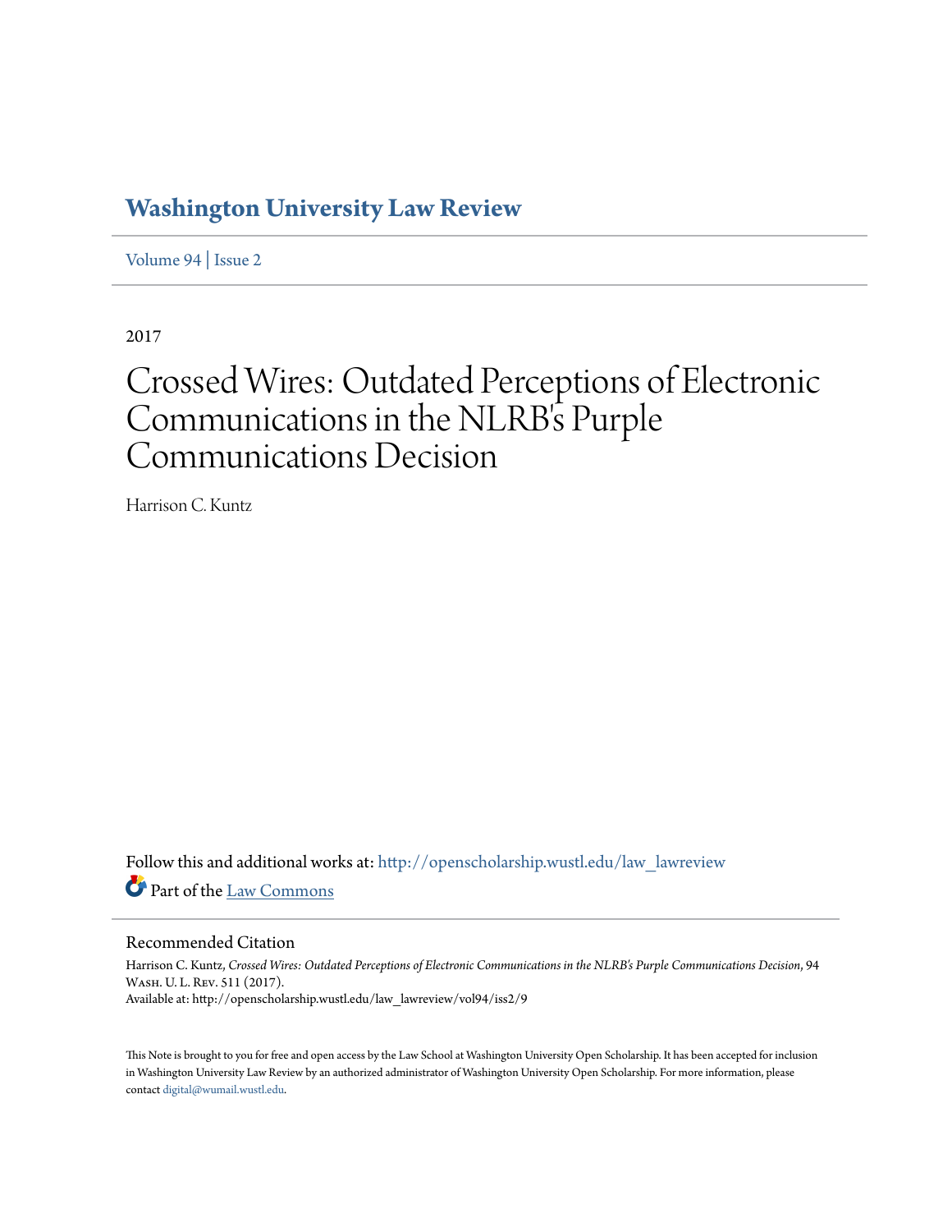# Washington University Law Review

Volume 94 | Issue 2

2017

# Crossed Wires: Outdated Perceptions of Electronic Communications in the NLRB's Purple Communications Decision

Harrison C. Kuntz

Follow this and additional works at: http://openscholarship.wustl.edu/law_lawreview

Part of the Law Commons

## Recommended Citation

Harrison C. Kuntz, *Crossed Wires: Outdated Perceptions of Electronic Communications in the NLRB's Purple Communications Decision*, 94 Wash. U. L. Rev. 511 (2017).
Available at: http://openscholarship.wustl.edu/law_lawreview/vol94/iss2/9

This Note is brought to you for free and open access by the Law School at Washington University Open Scholarship. It has been accepted for inclusion in Washington University Law Review by an authorized administrator of Washington University Open Scholarship. For more information, please contact digital@wumail.wustl.edu.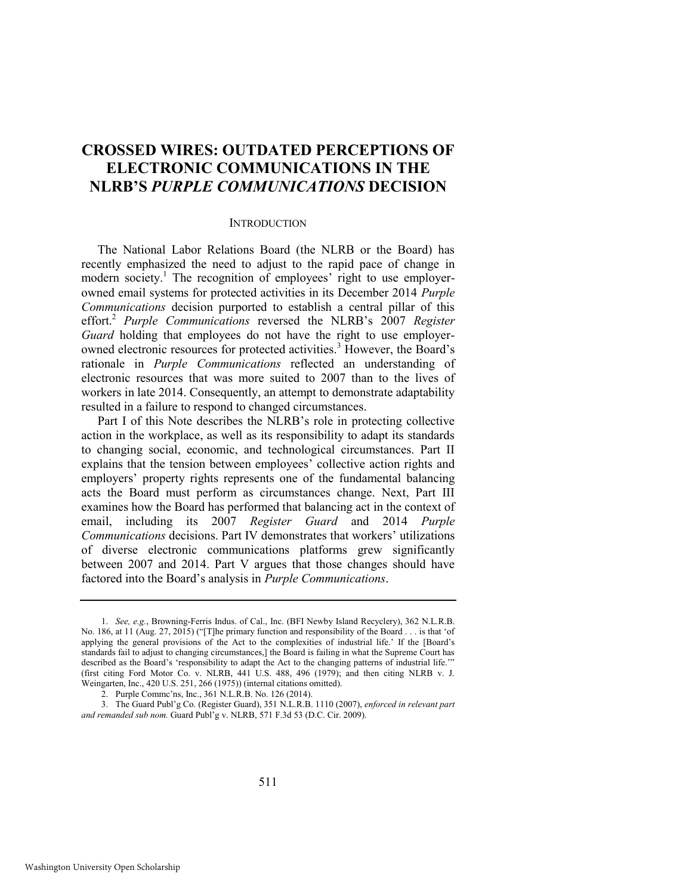# CROSSED WIRES: OUTDATED PERCEPTIONS OF ELECTRONIC COMMUNICATIONS IN THE NLRB'S *PURPLE COMMUNICATIONS* DECISION

## INTRODUCTION

The National Labor Relations Board (the NLRB or the Board) has recently emphasized the need to adjust to the rapid pace of change in modern society.[1] The recognition of employees' right to use employer-owned email systems for protected activities in its December 2014 *Purple Communications* decision purported to establish a central pillar of this effort.[2] *Purple Communications* reversed the NLRB's 2007 *Register Guard* holding that employees do not have the right to use employer-owned electronic resources for protected activities.[3] However, the Board's rationale in *Purple Communications* reflected an understanding of electronic resources that was more suited to 2007 than to the lives of workers in late 2014. Consequently, an attempt to demonstrate adaptability resulted in a failure to respond to changed circumstances.

Part I of this Note describes the NLRB's role in protecting collective action in the workplace, as well as its responsibility to adapt its standards to changing social, economic, and technological circumstances. Part II explains that the tension between employees' collective action rights and employers' property rights represents one of the fundamental balancing acts the Board must perform as circumstances change. Next, Part III examines how the Board has performed that balancing act in the context of email, including its 2007 *Register Guard* and 2014 *Purple Communications* decisions. Part IV demonstrates that workers' utilizations of diverse electronic communications platforms grew significantly between 2007 and 2014. Part V argues that those changes should have factored into the Board's analysis in *Purple Communications*.

---

1. *See, e.g.*, Browning-Ferris Indus. of Cal., Inc. (BFI Newby Island Recyclery), 362 N.L.R.B. No. 186, at 11 (Aug. 27, 2015) ("[T]he primary function and responsibility of the Board . . . is that 'of applying the general provisions of the Act to the complexities of industrial life.' If the [Board's standards fail to adjust to changing circumstances,] the Board is failing in what the Supreme Court has described as the Board's 'responsibility to adapt the Act to the changing patterns of industrial life.'" (first citing Ford Motor Co. v. NLRB, 441 U.S. 488, 496 (1979); and then citing NLRB v. J. Weingarten, Inc., 420 U.S. 251, 266 (1975)) (internal citations omitted).

2. Purple Commc'ns, Inc., 361 N.L.R.B. No. 126 (2014).

3. The Guard Publ'g Co. (Register Guard), 351 N.L.R.B. 1110 (2007), *enforced in relevant part and remanded sub nom.* Guard Publ'g v. NLRB, 571 F.3d 53 (D.C. Cir. 2009).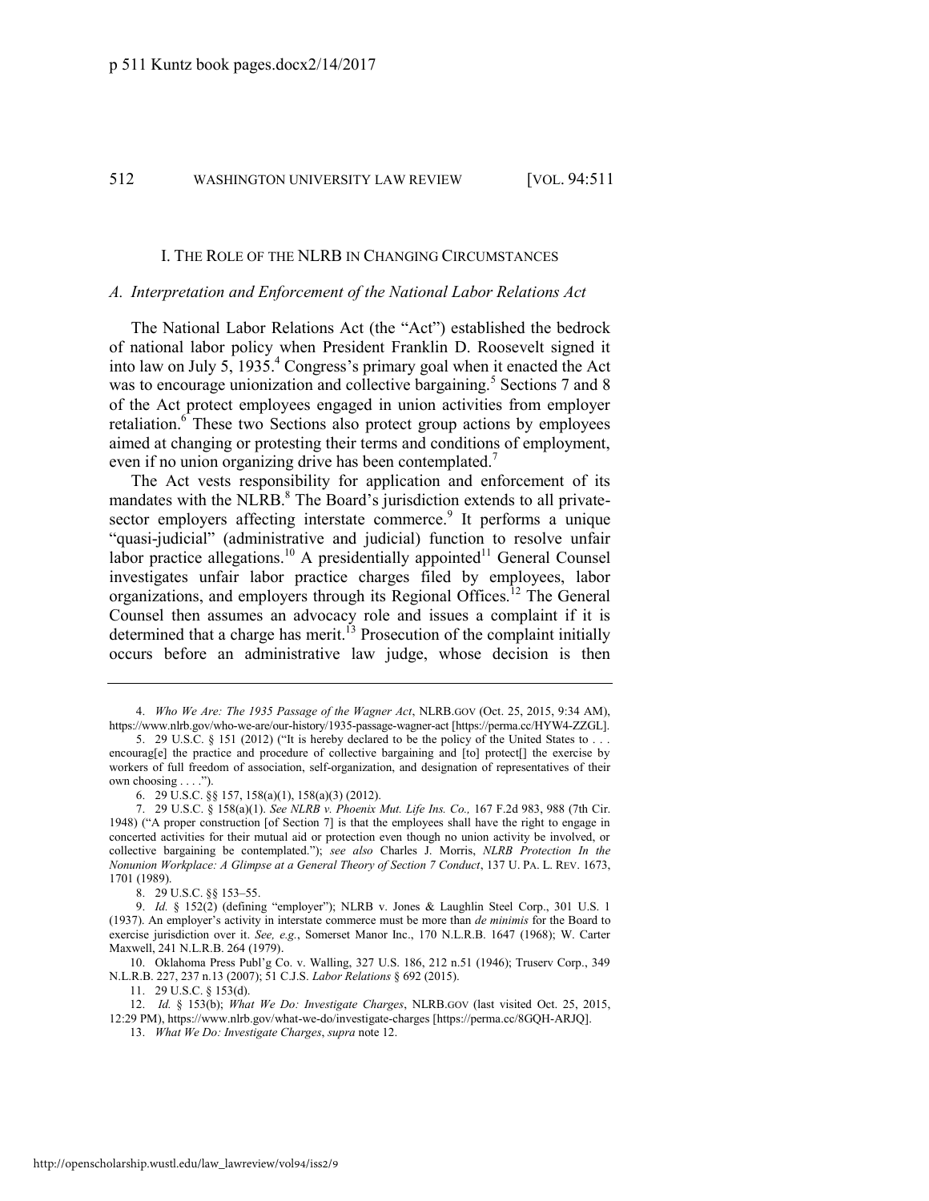## I. THE ROLE OF THE NLRB IN CHANGING CIRCUMSTANCES

### *A. Interpretation and Enforcement of the National Labor Relations Act*

The National Labor Relations Act (the "Act") established the bedrock of national labor policy when President Franklin D. Roosevelt signed it into law on July 5, 1935.[4] Congress's primary goal when it enacted the Act was to encourage unionization and collective bargaining.[5] Sections 7 and 8 of the Act protect employees engaged in union activities from employer retaliation.[6] These two Sections also protect group actions by employees aimed at changing or protesting their terms and conditions of employment, even if no union organizing drive has been contemplated.[7]

The Act vests responsibility for application and enforcement of its mandates with the NLRB.[8] The Board's jurisdiction extends to all private-sector employers affecting interstate commerce.[9] It performs a unique "quasi-judicial" (administrative and judicial) function to resolve unfair labor practice allegations.[10] A presidentially appointed[11] General Counsel investigates unfair labor practice charges filed by employees, labor organizations, and employers through its Regional Offices.[12] The General Counsel then assumes an advocacy role and issues a complaint if it is determined that a charge has merit.[13] Prosecution of the complaint initially occurs before an administrative law judge, whose decision is then

---

4. *Who We Are: The 1935 Passage of the Wagner Act*, NLRB.GOV (Oct. 25, 2015, 9:34 AM), https://www.nlrb.gov/who-we-are/our-history/1935-passage-wagner-act [https://perma.cc/HYW4-ZZGL].

5. 29 U.S.C. § 151 (2012) ("It is hereby declared to be the policy of the United States to . . . encourag[e] the practice and procedure of collective bargaining and [to] protect[] the exercise by workers of full freedom of association, self-organization, and designation of representatives of their own choosing . . . .").

6. 29 U.S.C. §§ 157, 158(a)(1), 158(a)(3) (2012).

7. 29 U.S.C. § 158(a)(1). *See NLRB v. Phoenix Mut. Life Ins. Co.,* 167 F.2d 983, 988 (7th Cir. 1948) ("A proper construction [of Section 7] is that the employees shall have the right to engage in concerted activities for their mutual aid or protection even though no union activity be involved, or collective bargaining be contemplated."); *see also* Charles J. Morris, *NLRB Protection In the Nonunion Workplace: A Glimpse at a General Theory of Section 7 Conduct*, 137 U. PA. L. REV. 1673, 1701 (1989).

8. 29 U.S.C. §§ 153–55.

9. *Id.* § 152(2) (defining "employer"); NLRB v. Jones & Laughlin Steel Corp., 301 U.S. 1 (1937). An employer's activity in interstate commerce must be more than *de minimis* for the Board to exercise jurisdiction over it. *See, e.g.*, Somerset Manor Inc., 170 N.L.R.B. 1647 (1968); W. Carter Maxwell, 241 N.L.R.B. 264 (1979).

10. Oklahoma Press Publ'g Co. v. Walling, 327 U.S. 186, 212 n.51 (1946); Truserv Corp., 349 N.L.R.B. 227, 237 n.13 (2007); 51 C.J.S. *Labor Relations* § 692 (2015).

11. 29 U.S.C. § 153(d).

12. *Id.* § 153(b); *What We Do: Investigate Charges*, NLRB.GOV (last visited Oct. 25, 2015, 12:29 PM), https://www.nlrb.gov/what-we-do/investigate-charges [https://perma.cc/8GQH-ARJQ].

13. *What We Do: Investigate Charges*, *supra* note 12.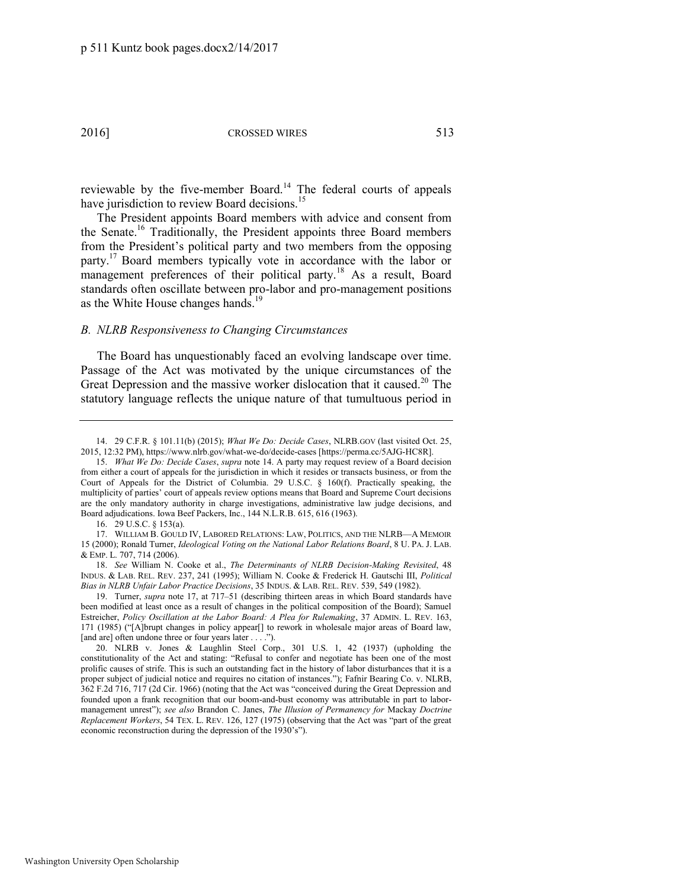reviewable by the five-member Board.[14] The federal courts of appeals have jurisdiction to review Board decisions.[15]

The President appoints Board members with advice and consent from the Senate.[16] Traditionally, the President appoints three Board members from the President's political party and two members from the opposing party.[17] Board members typically vote in accordance with the labor or management preferences of their political party.[18] As a result, Board standards often oscillate between pro-labor and pro-management positions as the White House changes hands.[19]

### *B. NLRB Responsiveness to Changing Circumstances*

The Board has unquestionably faced an evolving landscape over time. Passage of the Act was motivated by the unique circumstances of the Great Depression and the massive worker dislocation that it caused.[20] The statutory language reflects the unique nature of that tumultuous period in

---

14. 29 C.F.R. § 101.11(b) (2015); *What We Do: Decide Cases*, NLRB.GOV (last visited Oct. 25, 2015, 12:32 PM), https://www.nlrb.gov/what-we-do/decide-cases [https://perma.cc/5AJG-HC8R].

15. *What We Do: Decide Cases*, *supra* note 14. A party may request review of a Board decision from either a court of appeals for the jurisdiction in which it resides or transacts business, or from the Court of Appeals for the District of Columbia. 29 U.S.C. § 160(f). Practically speaking, the multiplicity of parties' court of appeals review options means that Board and Supreme Court decisions are the only mandatory authority in charge investigations, administrative law judge decisions, and Board adjudications. Iowa Beef Packers, Inc., 144 N.L.R.B. 615, 616 (1963).

16. 29 U.S.C. § 153(a).

17. WILLIAM B. GOULD IV, LABORED RELATIONS: LAW, POLITICS, AND THE NLRB—A MEMOIR 15 (2000); Ronald Turner, *Ideological Voting on the National Labor Relations Board*, 8 U. PA. J. LAB. & EMP. L. 707, 714 (2006).

18. *See* William N. Cooke et al., *The Determinants of NLRB Decision-Making Revisited*, 48 INDUS. & LAB. REL. REV. 237, 241 (1995); William N. Cooke & Frederick H. Gautschi III, *Political Bias in NLRB Unfair Labor Practice Decisions*, 35 INDUS. & LAB. REL. REV. 539, 549 (1982).

19. Turner, *supra* note 17, at 717–51 (describing thirteen areas in which Board standards have been modified at least once as a result of changes in the political composition of the Board); Samuel Estreicher, *Policy Oscillation at the Labor Board: A Plea for Rulemaking*, 37 ADMIN. L. REV. 163, 171 (1985) ("[A]brupt changes in policy appear[] to rework in wholesale major areas of Board law, [and are] often undone three or four years later . . . .").

20. NLRB v. Jones & Laughlin Steel Corp., 301 U.S. 1, 42 (1937) (upholding the constitutionality of the Act and stating: "Refusal to confer and negotiate has been one of the most prolific causes of strife. This is such an outstanding fact in the history of labor disturbances that it is a proper subject of judicial notice and requires no citation of instances."); Fafnir Bearing Co. v. NLRB, 362 F.2d 716, 717 (2d Cir. 1966) (noting that the Act was "conceived during the Great Depression and founded upon a frank recognition that our boom-and-bust economy was attributable in part to labor-management unrest"); *see also* Brandon C. Janes, *The Illusion of Permanency for* Mackay *Doctrine Replacement Workers*, 54 TEX. L. REV. 126, 127 (1975) (observing that the Act was "part of the great economic reconstruction during the depression of the 1930's").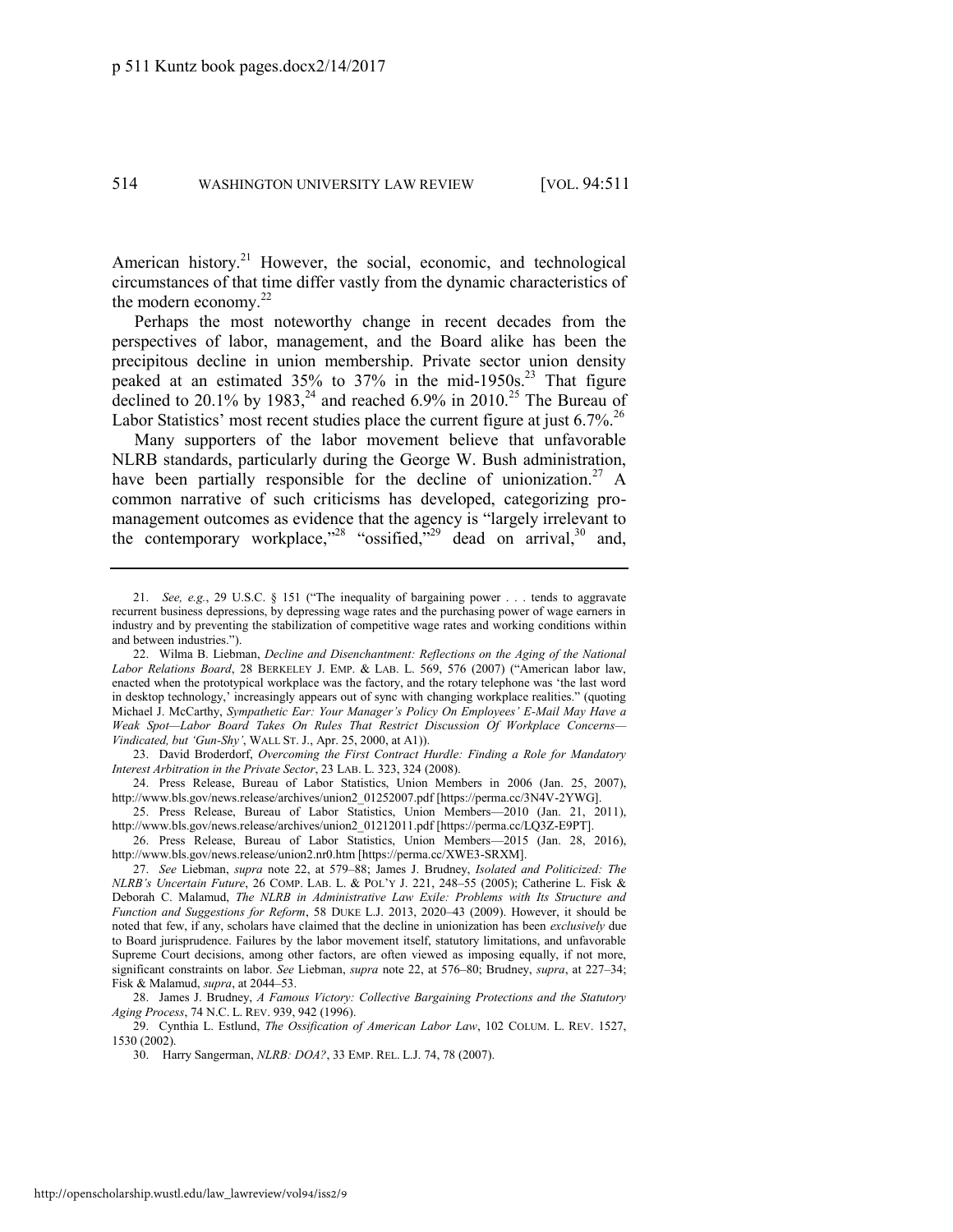American history.[21] However, the social, economic, and technological circumstances of that time differ vastly from the dynamic characteristics of the modern economy.[22]

Perhaps the most noteworthy change in recent decades from the perspectives of labor, management, and the Board alike has been the precipitous decline in union membership. Private sector union density peaked at an estimated 35% to 37% in the mid-1950s.[23] That figure declined to 20.1% by 1983,[24] and reached 6.9% in 2010.[25] The Bureau of Labor Statistics' most recent studies place the current figure at just 6.7%.[26]

Many supporters of the labor movement believe that unfavorable NLRB standards, particularly during the George W. Bush administration, have been partially responsible for the decline of unionization.[27] A common narrative of such criticisms has developed, categorizing pro-management outcomes as evidence that the agency is "largely irrelevant to the contemporary workplace,"[28] "ossified,"[29] dead on arrival,[30] and,

---

21. *See, e.g.*, 29 U.S.C. § 151 ("The inequality of bargaining power . . . tends to aggravate recurrent business depressions, by depressing wage rates and the purchasing power of wage earners in industry and by preventing the stabilization of competitive wage rates and working conditions within and between industries.").

22. Wilma B. Liebman, *Decline and Disenchantment: Reflections on the Aging of the National Labor Relations Board*, 28 BERKELEY J. EMP. & LAB. L. 569, 576 (2007) ("American labor law, enacted when the prototypical workplace was the factory, and the rotary telephone was 'the last word in desktop technology,' increasingly appears out of sync with changing workplace realities." (quoting Michael J. McCarthy, *Sympathetic Ear: Your Manager's Policy On Employees' E-Mail May Have a Weak Spot—Labor Board Takes On Rules That Restrict Discussion Of Workplace Concerns—Vindicated, but 'Gun-Shy'*, WALL ST. J., Apr. 25, 2000, at A1)).

23. David Broderdorf, *Overcoming the First Contract Hurdle: Finding a Role for Mandatory Interest Arbitration in the Private Sector*, 23 LAB. L. 323, 324 (2008).

24. Press Release, Bureau of Labor Statistics, Union Members in 2006 (Jan. 25, 2007), http://www.bls.gov/news.release/archives/union2_01252007.pdf [https://perma.cc/3N4V-2YWG].

25. Press Release, Bureau of Labor Statistics, Union Members—2010 (Jan. 21, 2011), http://www.bls.gov/news.release/archives/union2_01212011.pdf [https://perma.cc/LQ3Z-E9PT].

26. Press Release, Bureau of Labor Statistics, Union Members—2015 (Jan. 28, 2016), http://www.bls.gov/news.release/union2.nr0.htm [https://perma.cc/XWE3-SRXM].

27. *See* Liebman, *supra* note 22, at 579–88; James J. Brudney, *Isolated and Politicized: The NLRB's Uncertain Future*, 26 COMP. LAB. L. & POL'Y J. 221, 248–55 (2005); Catherine L. Fisk & Deborah C. Malamud, *The NLRB in Administrative Law Exile: Problems with Its Structure and Function and Suggestions for Reform*, 58 DUKE L.J. 2013, 2020–43 (2009). However, it should be noted that few, if any, scholars have claimed that the decline in unionization has been *exclusively* due to Board jurisprudence. Failures by the labor movement itself, statutory limitations, and unfavorable Supreme Court decisions, among other factors, are often viewed as imposing equally, if not more, significant constraints on labor. *See* Liebman, *supra* note 22, at 576–80; Brudney, *supra*, at 227–34; Fisk & Malamud, *supra*, at 2044–53.

28. James J. Brudney, *A Famous Victory: Collective Bargaining Protections and the Statutory Aging Process*, 74 N.C. L. REV. 939, 942 (1996).

29. Cynthia L. Estlund, *The Ossification of American Labor Law*, 102 COLUM. L. REV. 1527, 1530 (2002).

30. Harry Sangerman, *NLRB: DOA?*, 33 EMP. REL. L.J. 74, 78 (2007).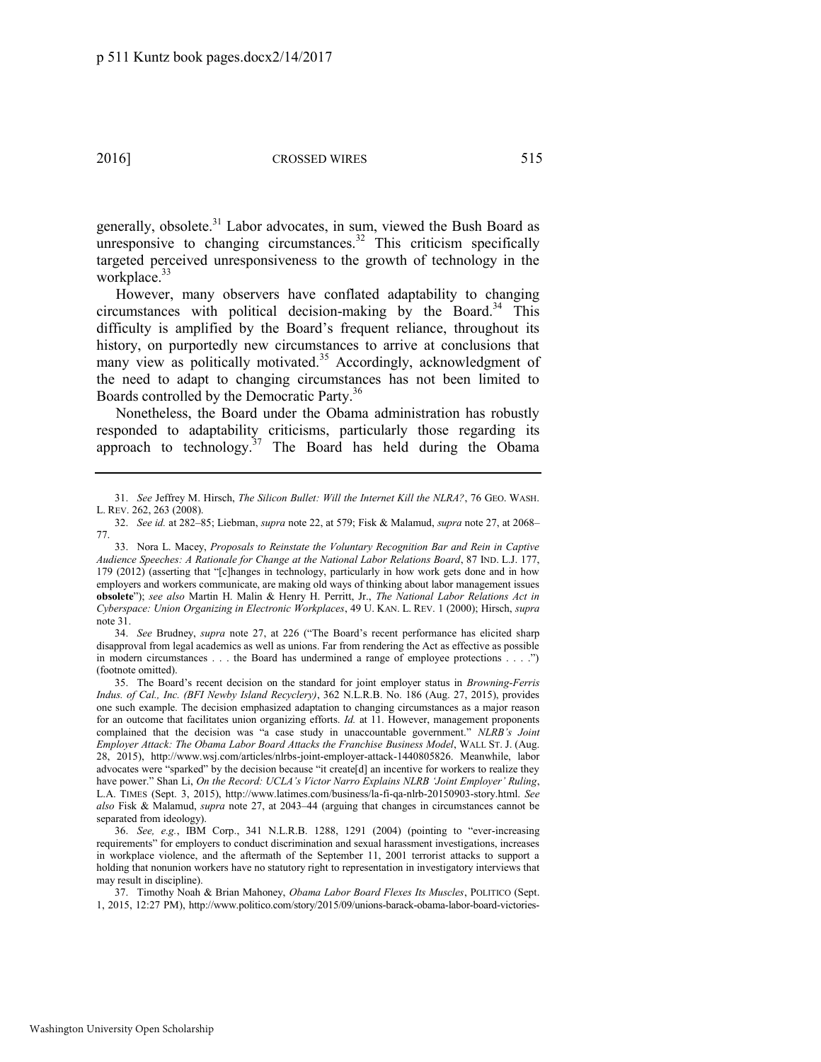generally, obsolete.[31] Labor advocates, in sum, viewed the Bush Board as unresponsive to changing circumstances.[32] This criticism specifically targeted perceived unresponsiveness to the growth of technology in the workplace.[33]

However, many observers have conflated adaptability to changing circumstances with political decision-making by the Board.[34] This difficulty is amplified by the Board's frequent reliance, throughout its history, on purportedly new circumstances to arrive at conclusions that many view as politically motivated.[35] Accordingly, acknowledgment of the need to adapt to changing circumstances has not been limited to Boards controlled by the Democratic Party.[36]

Nonetheless, the Board under the Obama administration has robustly responded to adaptability criticisms, particularly those regarding its approach to technology.[37] The Board has held during the Obama

---

31. *See* Jeffrey M. Hirsch, *The Silicon Bullet: Will the Internet Kill the NLRA?*, 76 GEO. WASH. L. REV. 262, 263 (2008).

32. *See id.* at 282–85; Liebman, *supra* note 22, at 579; Fisk & Malamud, *supra* note 27, at 2068–77.

33. Nora L. Macey, *Proposals to Reinstate the Voluntary Recognition Bar and Rein in Captive Audience Speeches: A Rationale for Change at the National Labor Relations Board*, 87 IND. L.J. 177, 179 (2012) (asserting that "[c]hanges in technology, particularly in how work gets done and in how employers and workers communicate, are making old ways of thinking about labor management issues **obsolete**"); *see also* Martin H. Malin & Henry H. Perritt, Jr., *The National Labor Relations Act in Cyberspace: Union Organizing in Electronic Workplaces*, 49 U. KAN. L. REV. 1 (2000); Hirsch, *supra* note 31.

34. *See* Brudney, *supra* note 27, at 226 ("The Board's recent performance has elicited sharp disapproval from legal academics as well as unions. Far from rendering the Act as effective as possible in modern circumstances . . . the Board has undermined a range of employee protections . . . .") (footnote omitted).

35. The Board's recent decision on the standard for joint employer status in *Browning-Ferris Indus. of Cal., Inc. (BFI Newby Island Recyclery)*, 362 N.L.R.B. No. 186 (Aug. 27, 2015), provides one such example. The decision emphasized adaptation to changing circumstances as a major reason for an outcome that facilitates union organizing efforts. *Id.* at 11. However, management proponents complained that the decision was "a case study in unaccountable government." *NLRB's Joint Employer Attack: The Obama Labor Board Attacks the Franchise Business Model*, WALL ST. J. (Aug. 28, 2015), http://www.wsj.com/articles/nlrbs-joint-employer-attack-1440805826. Meanwhile, labor advocates were "sparked" by the decision because "it create[d] an incentive for workers to realize they have power." Shan Li, *On the Record: UCLA's Victor Narro Explains NLRB 'Joint Employer' Ruling*, L.A. TIMES (Sept. 3, 2015), http://www.latimes.com/business/la-fi-qa-nlrb-20150903-story.html. *See also* Fisk & Malamud, *supra* note 27, at 2043–44 (arguing that changes in circumstances cannot be separated from ideology).

36. *See, e.g.*, IBM Corp., 341 N.L.R.B. 1288, 1291 (2004) (pointing to "ever-increasing requirements" for employers to conduct discrimination and sexual harassment investigations, increases in workplace violence, and the aftermath of the September 11, 2001 terrorist attacks to support a holding that nonunion workers have no statutory right to representation in investigatory interviews that may result in discipline).

37. Timothy Noah & Brian Mahoney, *Obama Labor Board Flexes Its Muscles*, POLITICO (Sept. 1, 2015, 12:27 PM), http://www.politico.com/story/2015/09/unions-barack-obama-labor-board-victories-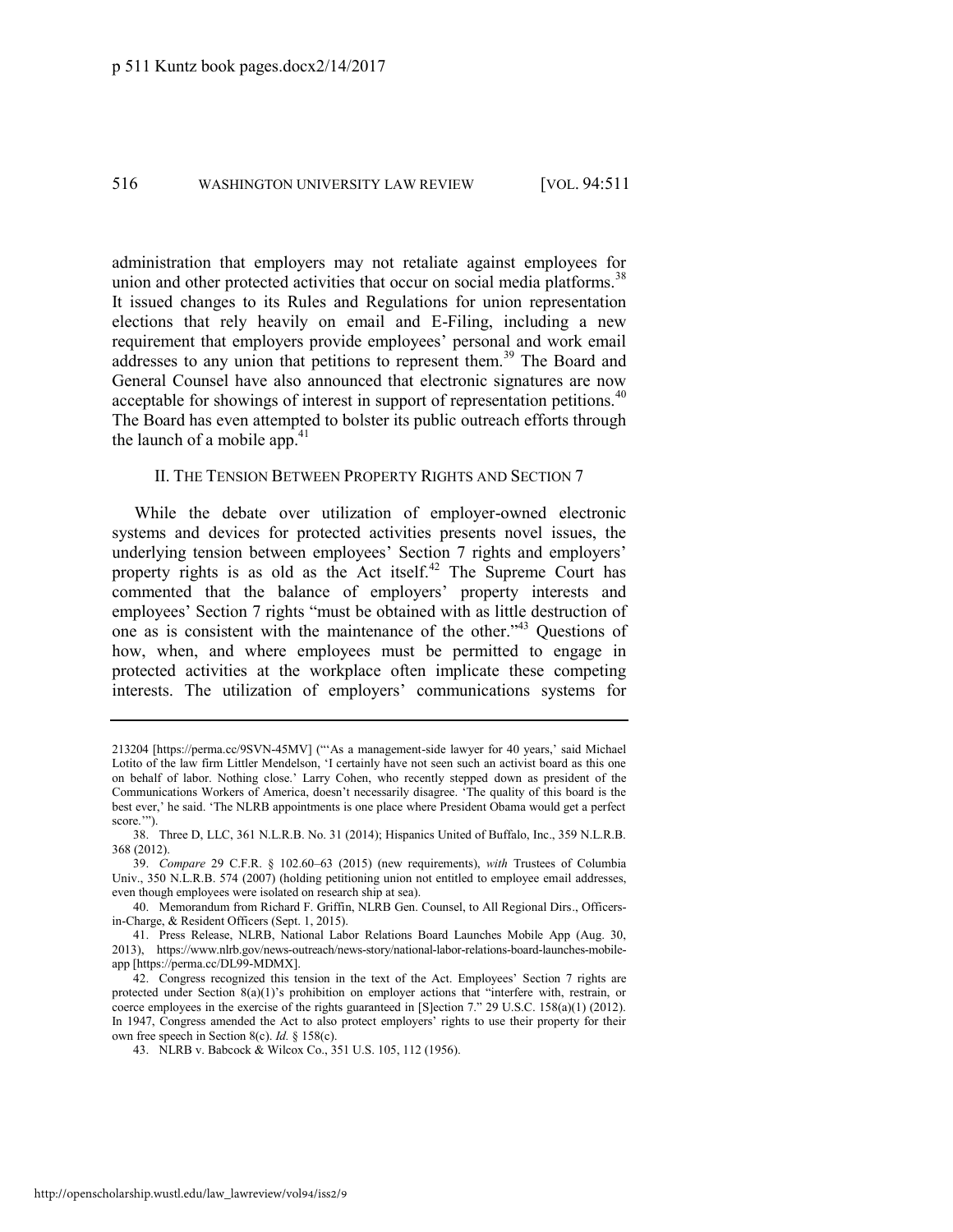administration that employers may not retaliate against employees for union and other protected activities that occur on social media platforms.[38] It issued changes to its Rules and Regulations for union representation elections that rely heavily on email and E-Filing, including a new requirement that employers provide employees' personal and work email addresses to any union that petitions to represent them.[39] The Board and General Counsel have also announced that electronic signatures are now acceptable for showings of interest in support of representation petitions.[40] The Board has even attempted to bolster its public outreach efforts through the launch of a mobile app.[41]

## II. THE TENSION BETWEEN PROPERTY RIGHTS AND SECTION 7

While the debate over utilization of employer-owned electronic systems and devices for protected activities presents novel issues, the underlying tension between employees' Section 7 rights and employers' property rights is as old as the Act itself.[42] The Supreme Court has commented that the balance of employers' property interests and employees' Section 7 rights "must be obtained with as little destruction of one as is consistent with the maintenance of the other."[43] Questions of how, when, and where employees must be permitted to engage in protected activities at the workplace often implicate these competing interests. The utilization of employers' communications systems for

---

213204 [https://perma.cc/9SVN-45MV] ("'As a management-side lawyer for 40 years,' said Michael Lotito of the law firm Littler Mendelson, 'I certainly have not seen such an activist board as this one on behalf of labor. Nothing close.' Larry Cohen, who recently stepped down as president of the Communications Workers of America, doesn't necessarily disagree. 'The quality of this board is the best ever,' he said. 'The NLRB appointments is one place where President Obama would get a perfect score.'").

38. Three D, LLC, 361 N.L.R.B. No. 31 (2014); Hispanics United of Buffalo, Inc., 359 N.L.R.B. 368 (2012).

39. *Compare* 29 C.F.R. § 102.60–63 (2015) (new requirements), *with* Trustees of Columbia Univ., 350 N.L.R.B. 574 (2007) (holding petitioning union not entitled to employee email addresses, even though employees were isolated on research ship at sea).

40. Memorandum from Richard F. Griffin, NLRB Gen. Counsel, to All Regional Dirs., Officers-in-Charge, & Resident Officers (Sept. 1, 2015).

41. Press Release, NLRB, National Labor Relations Board Launches Mobile App (Aug. 30, 2013), https://www.nlrb.gov/news-outreach/news-story/national-labor-relations-board-launches-mobile-app [https://perma.cc/DL99-MDMX].

42. Congress recognized this tension in the text of the Act. Employees' Section 7 rights are protected under Section 8(a)(1)'s prohibition on employer actions that "interfere with, restrain, or coerce employees in the exercise of the rights guaranteed in [S]ection 7." 29 U.S.C. 158(a)(1) (2012). In 1947, Congress amended the Act to also protect employers' rights to use their property for their own free speech in Section 8(c). *Id.* § 158(c).

43. NLRB v. Babcock & Wilcox Co., 351 U.S. 105, 112 (1956).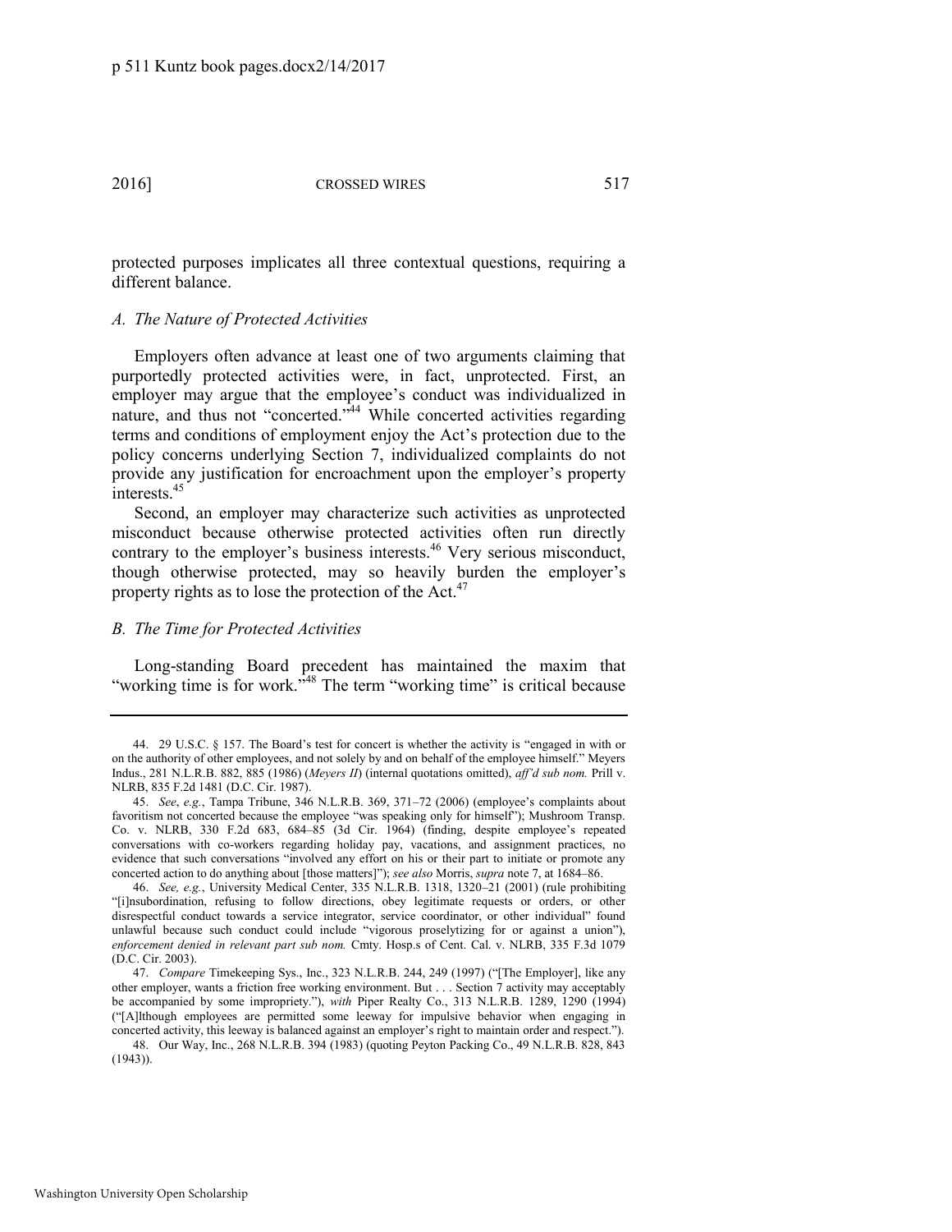protected purposes implicates all three contextual questions, requiring a different balance.

### *A. The Nature of Protected Activities*

Employers often advance at least one of two arguments claiming that purportedly protected activities were, in fact, unprotected. First, an employer may argue that the employee's conduct was individualized in nature, and thus not "concerted."[44] While concerted activities regarding terms and conditions of employment enjoy the Act's protection due to the policy concerns underlying Section 7, individualized complaints do not provide any justification for encroachment upon the employer's property interests.[45]

Second, an employer may characterize such activities as unprotected misconduct because otherwise protected activities often run directly contrary to the employer's business interests.[46] Very serious misconduct, though otherwise protected, may so heavily burden the employer's property rights as to lose the protection of the Act.[47]

### *B. The Time for Protected Activities*

Long-standing Board precedent has maintained the maxim that "working time is for work."[48] The term "working time" is critical because

---

44. 29 U.S.C. § 157. The Board's test for concert is whether the activity is "engaged in with or on the authority of other employees, and not solely by and on behalf of the employee himself." Meyers Indus., 281 N.L.R.B. 882, 885 (1986) (*Meyers II*) (internal quotations omitted), *aff'd sub nom.* Prill v. NLRB, 835 F.2d 1481 (D.C. Cir. 1987).

45. *See*, *e.g.*, Tampa Tribune, 346 N.L.R.B. 369, 371–72 (2006) (employee's complaints about favoritism not concerted because the employee "was speaking only for himself"); Mushroom Transp. Co. v. NLRB, 330 F.2d 683, 684–85 (3d Cir. 1964) (finding, despite employee's repeated conversations with co-workers regarding holiday pay, vacations, and assignment practices, no evidence that such conversations "involved any effort on his or their part to initiate or promote any concerted action to do anything about [those matters]"); *see also* Morris, *supra* note 7, at 1684–86.

46. *See, e.g.*, University Medical Center, 335 N.L.R.B. 1318, 1320–21 (2001) (rule prohibiting "[i]nsubordination, refusing to follow directions, obey legitimate requests or orders, or other disrespectful conduct towards a service integrator, service coordinator, or other individual" found unlawful because such conduct could include "vigorous proselytizing for or against a union"), *enforcement denied in relevant part sub nom.* Cmty. Hosp.s of Cent. Cal. v. NLRB, 335 F.3d 1079 (D.C. Cir. 2003).

47. *Compare* Timekeeping Sys., Inc., 323 N.L.R.B. 244, 249 (1997) ("[The Employer], like any other employer, wants a friction free working environment. But . . . Section 7 activity may acceptably be accompanied by some impropriety."), *with* Piper Realty Co., 313 N.L.R.B. 1289, 1290 (1994) ("[A]lthough employees are permitted some leeway for impulsive behavior when engaging in concerted activity, this leeway is balanced against an employer's right to maintain order and respect.").

48. Our Way, Inc., 268 N.L.R.B. 394 (1983) (quoting Peyton Packing Co., 49 N.L.R.B. 828, 843 (1943)).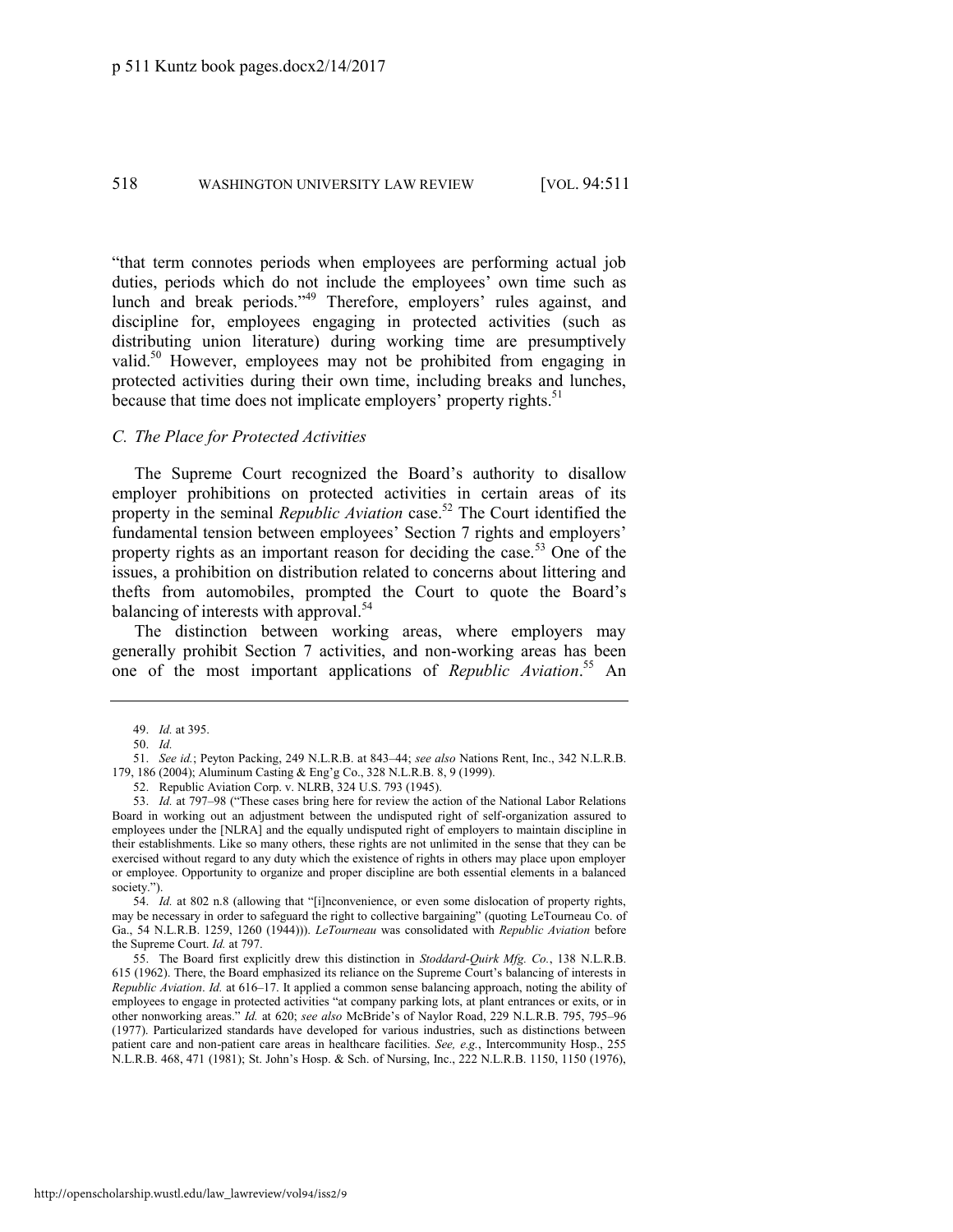"that term connotes periods when employees are performing actual job duties, periods which do not include the employees' own time such as lunch and break periods."[49] Therefore, employers' rules against, and discipline for, employees engaging in protected activities (such as distributing union literature) during working time are presumptively valid.[50] However, employees may not be prohibited from engaging in protected activities during their own time, including breaks and lunches, because that time does not implicate employers' property rights.[51]

### *C. The Place for Protected Activities*

The Supreme Court recognized the Board's authority to disallow employer prohibitions on protected activities in certain areas of its property in the seminal *Republic Aviation* case.[52] The Court identified the fundamental tension between employees' Section 7 rights and employers' property rights as an important reason for deciding the case.[53] One of the issues, a prohibition on distribution related to concerns about littering and thefts from automobiles, prompted the Court to quote the Board's balancing of interests with approval.[54]

The distinction between working areas, where employers may generally prohibit Section 7 activities, and non-working areas has been one of the most important applications of *Republic Aviation*.[55] An

---

49. *Id.* at 395.

50. *Id.*

51. *See id.*; Peyton Packing, 249 N.L.R.B. at 843–44; *see also* Nations Rent, Inc., 342 N.L.R.B. 179, 186 (2004); Aluminum Casting & Eng'g Co., 328 N.L.R.B. 8, 9 (1999).

52. Republic Aviation Corp. v. NLRB, 324 U.S. 793 (1945).

53. *Id.* at 797–98 ("These cases bring here for review the action of the National Labor Relations Board in working out an adjustment between the undisputed right of self-organization assured to employees under the [NLRA] and the equally undisputed right of employers to maintain discipline in their establishments. Like so many others, these rights are not unlimited in the sense that they can be exercised without regard to any duty which the existence of rights in others may place upon employer or employee. Opportunity to organize and proper discipline are both essential elements in a balanced society.").

54. *Id.* at 802 n.8 (allowing that "[i]nconvenience, or even some dislocation of property rights, may be necessary in order to safeguard the right to collective bargaining" (quoting LeTourneau Co. of Ga., 54 N.L.R.B. 1259, 1260 (1944))). *LeTourneau* was consolidated with *Republic Aviation* before the Supreme Court. *Id.* at 797.

55. The Board first explicitly drew this distinction in *Stoddard-Quirk Mfg. Co.*, 138 N.L.R.B. 615 (1962). There, the Board emphasized its reliance on the Supreme Court's balancing of interests in *Republic Aviation*. *Id.* at 616–17. It applied a common sense balancing approach, noting the ability of employees to engage in protected activities "at company parking lots, at plant entrances or exits, or in other nonworking areas." *Id.* at 620; *see also* McBride's of Naylor Road, 229 N.L.R.B. 795, 795–96 (1977). Particularized standards have developed for various industries, such as distinctions between patient care and non-patient care areas in healthcare facilities. *See, e.g.*, Intercommunity Hosp., 255 N.L.R.B. 468, 471 (1981); St. John's Hosp. & Sch. of Nursing, Inc., 222 N.L.R.B. 1150, 1150 (1976),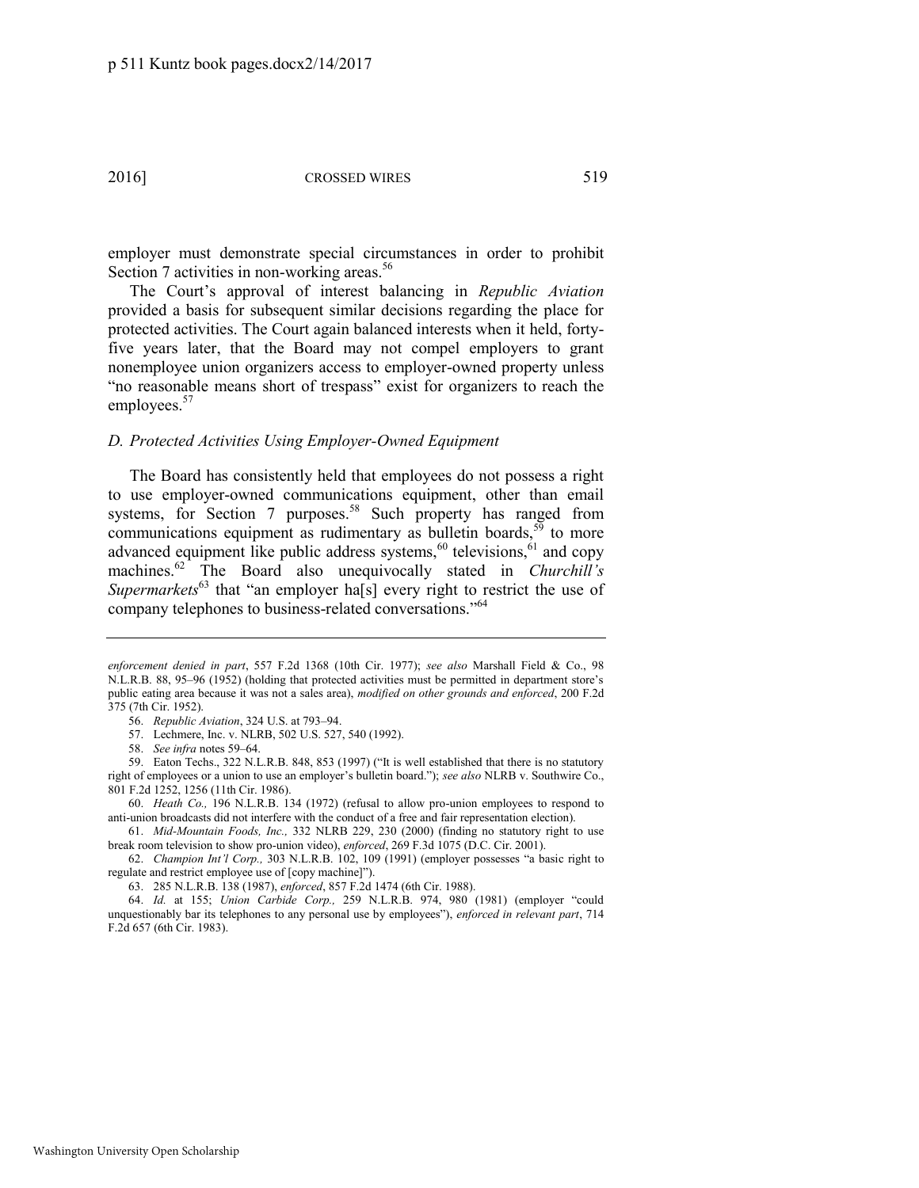employer must demonstrate special circumstances in order to prohibit Section 7 activities in non-working areas.[56]

The Court's approval of interest balancing in *Republic Aviation* provided a basis for subsequent similar decisions regarding the place for protected activities. The Court again balanced interests when it held, forty-five years later, that the Board may not compel employers to grant nonemployee union organizers access to employer-owned property unless "no reasonable means short of trespass" exist for organizers to reach the employees.[57]

### *D. Protected Activities Using Employer-Owned Equipment*

The Board has consistently held that employees do not possess a right to use employer-owned communications equipment, other than email systems, for Section 7 purposes.[58] Such property has ranged from communications equipment as rudimentary as bulletin boards,[59] to more advanced equipment like public address systems,[60] televisions,[61] and copy machines.[62] The Board also unequivocally stated in *Churchill's Supermarkets*[63] that "an employer ha[s] every right to restrict the use of company telephones to business-related conversations."[64]

---

*enforcement denied in part*, 557 F.2d 1368 (10th Cir. 1977); *see also* Marshall Field & Co., 98 N.L.R.B. 88, 95–96 (1952) (holding that protected activities must be permitted in department store's public eating area because it was not a sales area), *modified on other grounds and enforced*, 200 F.2d 375 (7th Cir. 1952).

56. *Republic Aviation*, 324 U.S. at 793–94.

57. Lechmere, Inc. v. NLRB, 502 U.S. 527, 540 (1992).

58. *See infra* notes 59–64.

59. Eaton Techs., 322 N.L.R.B. 848, 853 (1997) ("It is well established that there is no statutory right of employees or a union to use an employer's bulletin board."); *see also* NLRB v. Southwire Co., 801 F.2d 1252, 1256 (11th Cir. 1986).

60. *Heath Co.,* 196 N.L.R.B. 134 (1972) (refusal to allow pro-union employees to respond to anti-union broadcasts did not interfere with the conduct of a free and fair representation election).

61. *Mid-Mountain Foods, Inc.,* 332 NLRB 229, 230 (2000) (finding no statutory right to use break room television to show pro-union video), *enforced*, 269 F.3d 1075 (D.C. Cir. 2001).

62. *Champion Int'l Corp.,* 303 N.L.R.B. 102, 109 (1991) (employer possesses "a basic right to regulate and restrict employee use of [copy machine]").

63. 285 N.L.R.B. 138 (1987), *enforced*, 857 F.2d 1474 (6th Cir. 1988).

64. *Id.* at 155; *Union Carbide Corp.,* 259 N.L.R.B. 974, 980 (1981) (employer "could unquestionably bar its telephones to any personal use by employees"), *enforced in relevant part*, 714 F.2d 657 (6th Cir. 1983).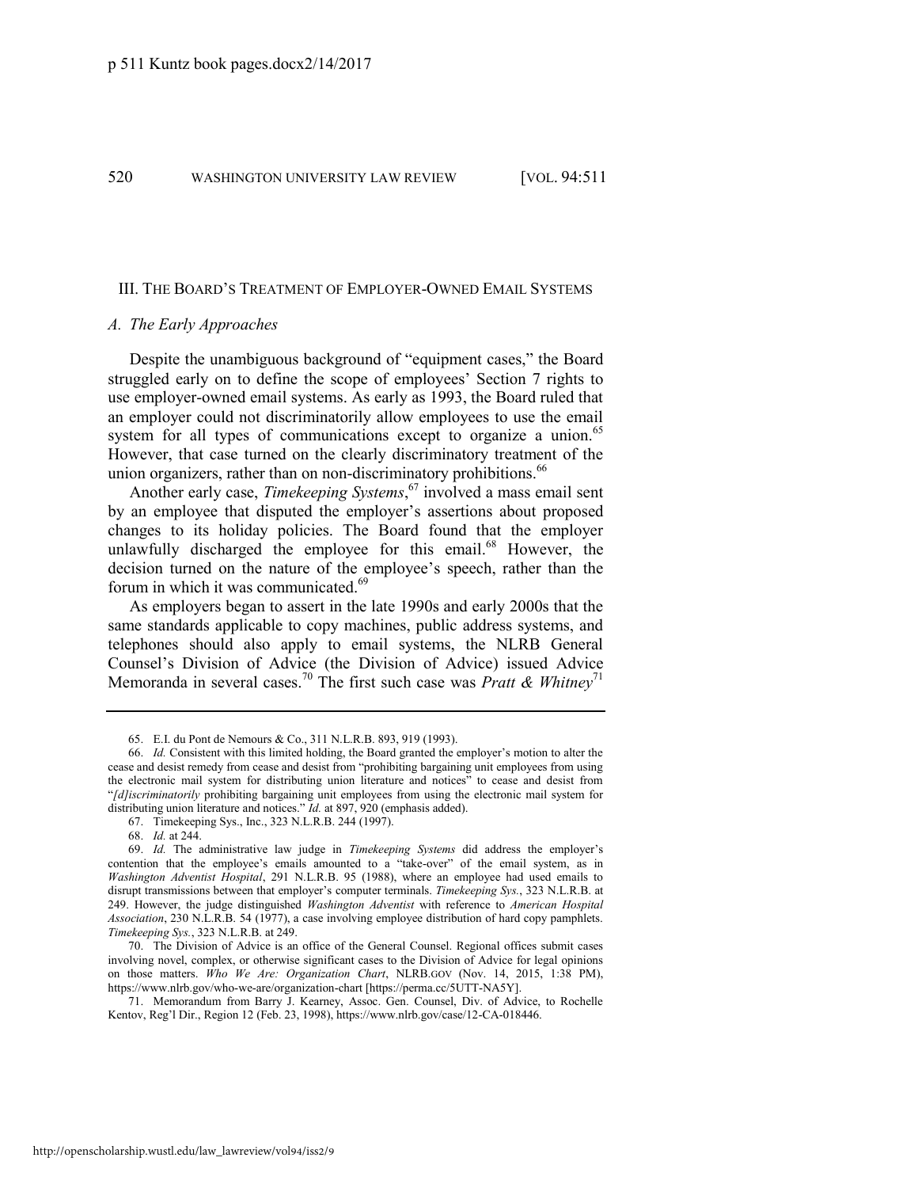## III. THE BOARD'S TREATMENT OF EMPLOYER-OWNED EMAIL SYSTEMS

### *A. The Early Approaches*

Despite the unambiguous background of "equipment cases," the Board struggled early on to define the scope of employees' Section 7 rights to use employer-owned email systems. As early as 1993, the Board ruled that an employer could not discriminatorily allow employees to use the email system for all types of communications except to organize a union.[65] However, that case turned on the clearly discriminatory treatment of the union organizers, rather than on non-discriminatory prohibitions.[66]

Another early case, *Timekeeping Systems*,[67] involved a mass email sent by an employee that disputed the employer's assertions about proposed changes to its holiday policies. The Board found that the employer unlawfully discharged the employee for this email.[68] However, the decision turned on the nature of the employee's speech, rather than the forum in which it was communicated.[69]

As employers began to assert in the late 1990s and early 2000s that the same standards applicable to copy machines, public address systems, and telephones should also apply to email systems, the NLRB General Counsel's Division of Advice (the Division of Advice) issued Advice Memoranda in several cases.[70] The first such case was *Pratt & Whitney*[71]

---

65. E.I. du Pont de Nemours & Co., 311 N.L.R.B. 893, 919 (1993).

66. *Id.* Consistent with this limited holding, the Board granted the employer's motion to alter the cease and desist remedy from cease and desist from "prohibiting bargaining unit employees from using the electronic mail system for distributing union literature and notices" to cease and desist from "*[d]iscriminatorily* prohibiting bargaining unit employees from using the electronic mail system for distributing union literature and notices." *Id.* at 897, 920 (emphasis added).

67. Timekeeping Sys., Inc., 323 N.L.R.B. 244 (1997).

68. *Id.* at 244.

69. *Id.* The administrative law judge in *Timekeeping Systems* did address the employer's contention that the employee's emails amounted to a "take-over" of the email system, as in *Washington Adventist Hospital*, 291 N.L.R.B. 95 (1988), where an employee had used emails to disrupt transmissions between that employer's computer terminals. *Timekeeping Sys.*, 323 N.L.R.B. at 249. However, the judge distinguished *Washington Adventist* with reference to *American Hospital Association*, 230 N.L.R.B. 54 (1977), a case involving employee distribution of hard copy pamphlets. *Timekeeping Sys.*, 323 N.L.R.B. at 249.

70. The Division of Advice is an office of the General Counsel. Regional offices submit cases involving novel, complex, or otherwise significant cases to the Division of Advice for legal opinions on those matters. *Who We Are: Organization Chart*, NLRB.GOV (Nov. 14, 2015, 1:38 PM), https://www.nlrb.gov/who-we-are/organization-chart [https://perma.cc/5UTT-NA5Y].

71. Memorandum from Barry J. Kearney, Assoc. Gen. Counsel, Div. of Advice, to Rochelle Kentov, Reg'l Dir., Region 12 (Feb. 23, 1998), https://www.nlrb.gov/case/12-CA-018446.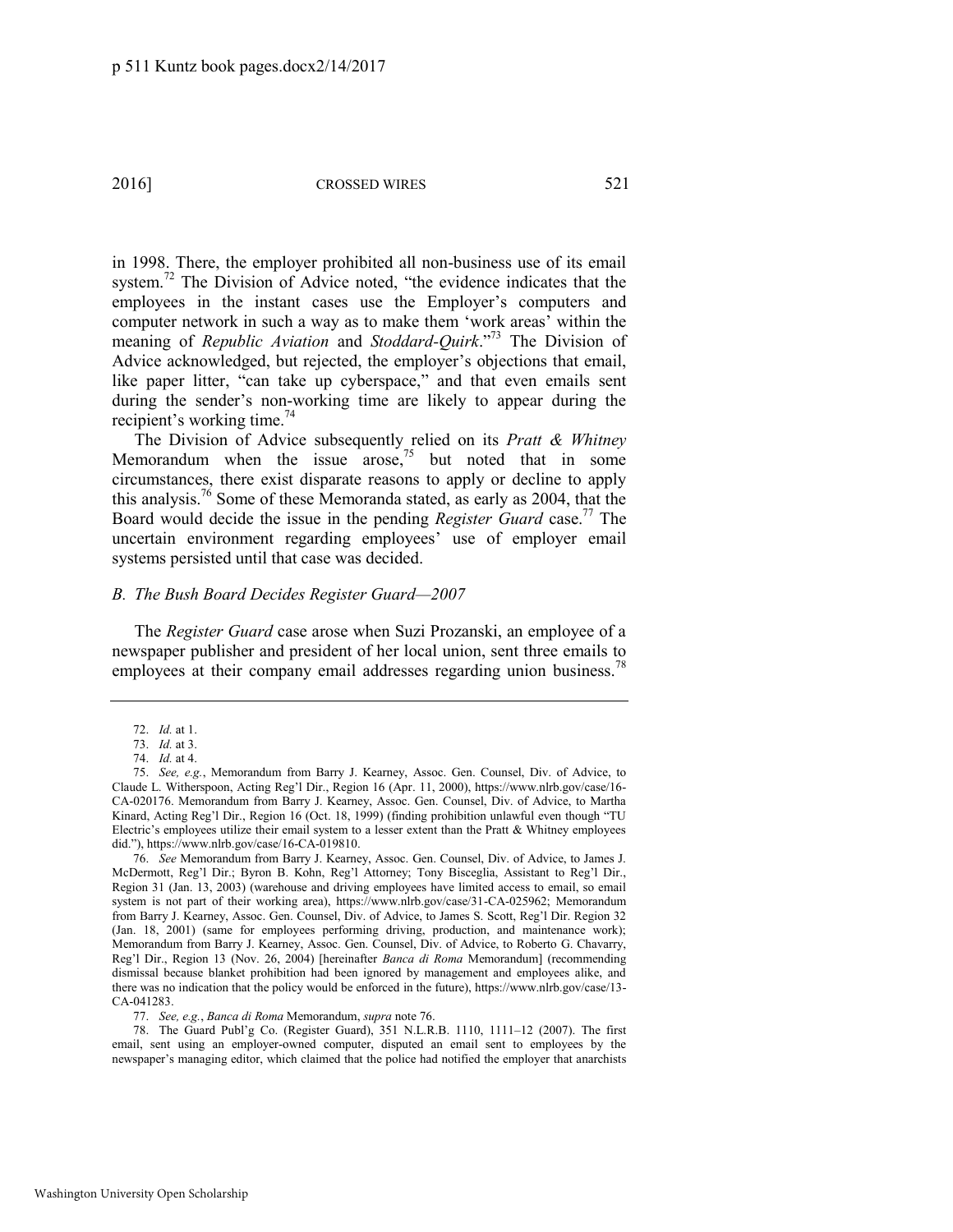in 1998. There, the employer prohibited all non-business use of its email system.[72] The Division of Advice noted, "the evidence indicates that the employees in the instant cases use the Employer's computers and computer network in such a way as to make them 'work areas' within the meaning of *Republic Aviation* and *Stoddard-Quirk*."[73] The Division of Advice acknowledged, but rejected, the employer's objections that email, like paper litter, "can take up cyberspace," and that even emails sent during the sender's non-working time are likely to appear during the recipient's working time.[74]

The Division of Advice subsequently relied on its *Pratt & Whitney* Memorandum when the issue arose,[75] but noted that in some circumstances, there exist disparate reasons to apply or decline to apply this analysis.[76] Some of these Memoranda stated, as early as 2004, that the Board would decide the issue in the pending *Register Guard* case.[77] The uncertain environment regarding employees' use of employer email systems persisted until that case was decided.

### *B. The Bush Board Decides Register Guard—2007*

The *Register Guard* case arose when Suzi Prozanski, an employee of a newspaper publisher and president of her local union, sent three emails to employees at their company email addresses regarding union business.[78]

---

72. *Id.* at 1.

73. *Id.* at 3.

74. *Id.* at 4.

75. *See, e.g.*, Memorandum from Barry J. Kearney, Assoc. Gen. Counsel, Div. of Advice, to Claude L. Witherspoon, Acting Reg'l Dir., Region 16 (Apr. 11, 2000), https://www.nlrb.gov/case/16-CA-020176. Memorandum from Barry J. Kearney, Assoc. Gen. Counsel, Div. of Advice, to Martha Kinard, Acting Reg'l Dir., Region 16 (Oct. 18, 1999) (finding prohibition unlawful even though "TU Electric's employees utilize their email system to a lesser extent than the Pratt & Whitney employees did."), https://www.nlrb.gov/case/16-CA-019810.

76. *See* Memorandum from Barry J. Kearney, Assoc. Gen. Counsel, Div. of Advice, to James J. McDermott, Reg'l Dir.; Byron B. Kohn, Reg'l Attorney; Tony Bisceglia, Assistant to Reg'l Dir., Region 31 (Jan. 13, 2003) (warehouse and driving employees have limited access to email, so email system is not part of their working area), https://www.nlrb.gov/case/31-CA-025962; Memorandum from Barry J. Kearney, Assoc. Gen. Counsel, Div. of Advice, to James S. Scott, Reg'l Dir. Region 32 (Jan. 18, 2001) (same for employees performing driving, production, and maintenance work); Memorandum from Barry J. Kearney, Assoc. Gen. Counsel, Div. of Advice, to Roberto G. Chavarry, Reg'l Dir., Region 13 (Nov. 26, 2004) [hereinafter *Banca di Roma* Memorandum] (recommending dismissal because blanket prohibition had been ignored by management and employees alike, and there was no indication that the policy would be enforced in the future), https://www.nlrb.gov/case/13-CA-041283.

77. *See, e.g.*, *Banca di Roma* Memorandum, *supra* note 76.

78. The Guard Publ'g Co. (Register Guard), 351 N.L.R.B. 1110, 1111–12 (2007). The first email, sent using an employer-owned computer, disputed an email sent to employees by the newspaper's managing editor, which claimed that the police had notified the employer that anarchists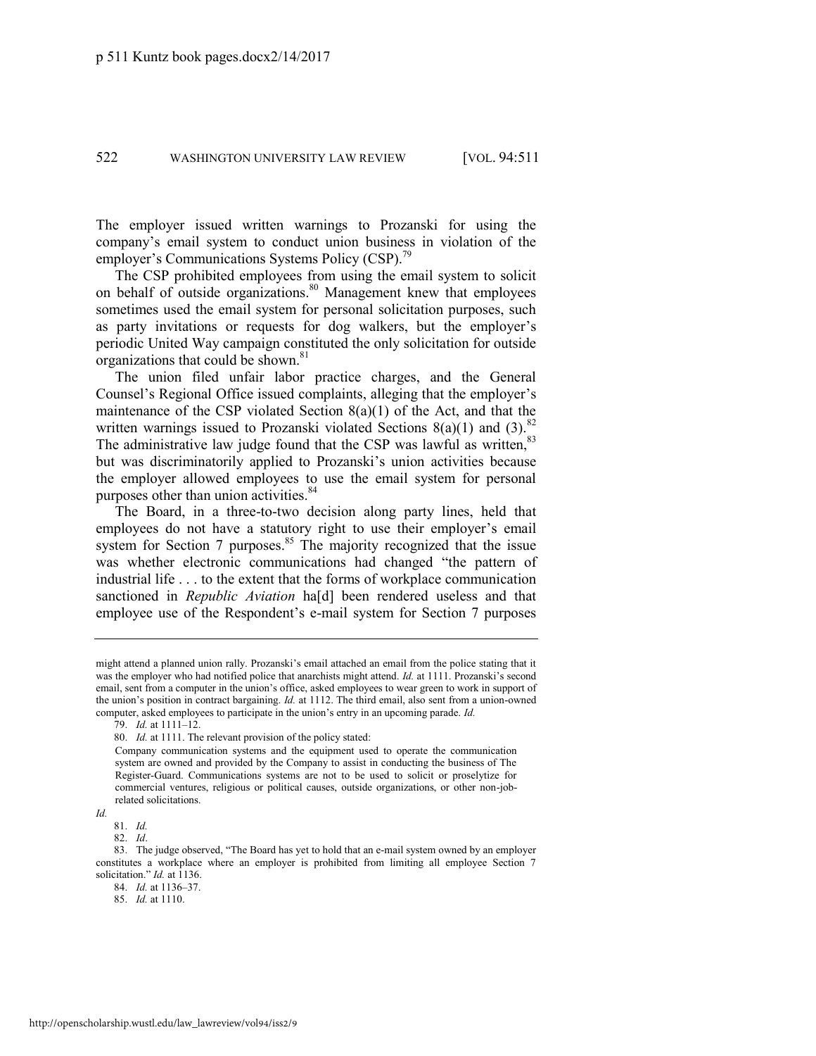The employer issued written warnings to Prozanski for using the company's email system to conduct union business in violation of the employer's Communications Systems Policy (CSP).[79]

The CSP prohibited employees from using the email system to solicit on behalf of outside organizations.[80] Management knew that employees sometimes used the email system for personal solicitation purposes, such as party invitations or requests for dog walkers, but the employer's periodic United Way campaign constituted the only solicitation for outside organizations that could be shown.[81]

The union filed unfair labor practice charges, and the General Counsel's Regional Office issued complaints, alleging that the employer's maintenance of the CSP violated Section 8(a)(1) of the Act, and that the written warnings issued to Prozanski violated Sections 8(a)(1) and (3).[82] The administrative law judge found that the CSP was lawful as written,[83] but was discriminatorily applied to Prozanski's union activities because the employer allowed employees to use the email system for personal purposes other than union activities.[84]

The Board, in a three-to-two decision along party lines, held that employees do not have a statutory right to use their employer's email system for Section 7 purposes.[85] The majority recognized that the issue was whether electronic communications had changed "the pattern of industrial life . . . to the extent that the forms of workplace communication sanctioned in *Republic Aviation* ha[d] been rendered useless and that employee use of the Respondent's e-mail system for Section 7 purposes

---

might attend a planned union rally. Prozanski's email attached an email from the police stating that it was the employer who had notified police that anarchists might attend. *Id.* at 1111. Prozanski's second email, sent from a computer in the union's office, asked employees to wear green to work in support of the union's position in contract bargaining. *Id.* at 1112. The third email, also sent from a union-owned computer, asked employees to participate in the union's entry in an upcoming parade. *Id.*

79. *Id.* at 1111–12.

80. *Id.* at 1111. The relevant provision of the policy stated:

> Company communication systems and the equipment used to operate the communication system are owned and provided by the Company to assist in conducting the business of The Register-Guard. Communications systems are not to be used to solicit or proselytize for commercial ventures, religious or political causes, outside organizations, or other non-job-related solicitations.

*Id.*

81. *Id.*

82. *Id*.

83. The judge observed, "The Board has yet to hold that an e-mail system owned by an employer constitutes a workplace where an employer is prohibited from limiting all employee Section 7 solicitation." *Id.* at 1136.

84. *Id.* at 1136–37.

85. *Id.* at 1110.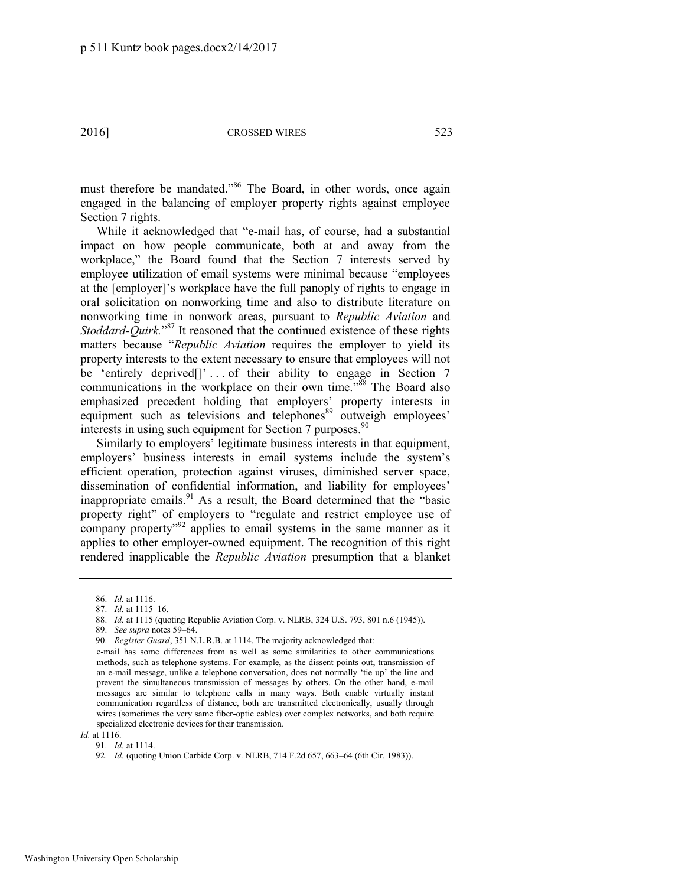must therefore be mandated."[86] The Board, in other words, once again engaged in the balancing of employer property rights against employee Section 7 rights.

While it acknowledged that "e-mail has, of course, had a substantial impact on how people communicate, both at and away from the workplace," the Board found that the Section 7 interests served by employee utilization of email systems were minimal because "employees at the [employer]'s workplace have the full panoply of rights to engage in oral solicitation on nonworking time and also to distribute literature on nonworking time in nonwork areas, pursuant to *Republic Aviation* and *Stoddard-Quirk*."[87] It reasoned that the continued existence of these rights matters because "*Republic Aviation* requires the employer to yield its property interests to the extent necessary to ensure that employees will not be 'entirely deprived[]' . . . of their ability to engage in Section 7 communications in the workplace on their own time."[88] The Board also emphasized precedent holding that employers' property interests in equipment such as televisions and telephones[89] outweigh employees' interests in using such equipment for Section 7 purposes.[90]

Similarly to employers' legitimate business interests in that equipment, employers' business interests in email systems include the system's efficient operation, protection against viruses, diminished server space, dissemination of confidential information, and liability for employees' inappropriate emails.[91] As a result, the Board determined that the "basic property right" of employers to "regulate and restrict employee use of company property"[92] applies to email systems in the same manner as it applies to other employer-owned equipment. The recognition of this right rendered inapplicable the *Republic Aviation* presumption that a blanket

---

86. *Id.* at 1116.

87. *Id.* at 1115–16.

88. *Id.* at 1115 (quoting Republic Aviation Corp. v. NLRB, 324 U.S. 793, 801 n.6 (1945)).

89. *See supra* notes 59–64.

90. *Register Guard*, 351 N.L.R.B. at 1114. The majority acknowledged that:

> e-mail has some differences from as well as some similarities to other communications methods, such as telephone systems. For example, as the dissent points out, transmission of an e-mail message, unlike a telephone conversation, does not normally 'tie up' the line and prevent the simultaneous transmission of messages by others. On the other hand, e-mail messages are similar to telephone calls in many ways. Both enable virtually instant communication regardless of distance, both are transmitted electronically, usually through wires (sometimes the very same fiber-optic cables) over complex networks, and both require specialized electronic devices for their transmission.

*Id.* at 1116.

91. *Id.* at 1114.

92. *Id.* (quoting Union Carbide Corp. v. NLRB, 714 F.2d 657, 663–64 (6th Cir. 1983)).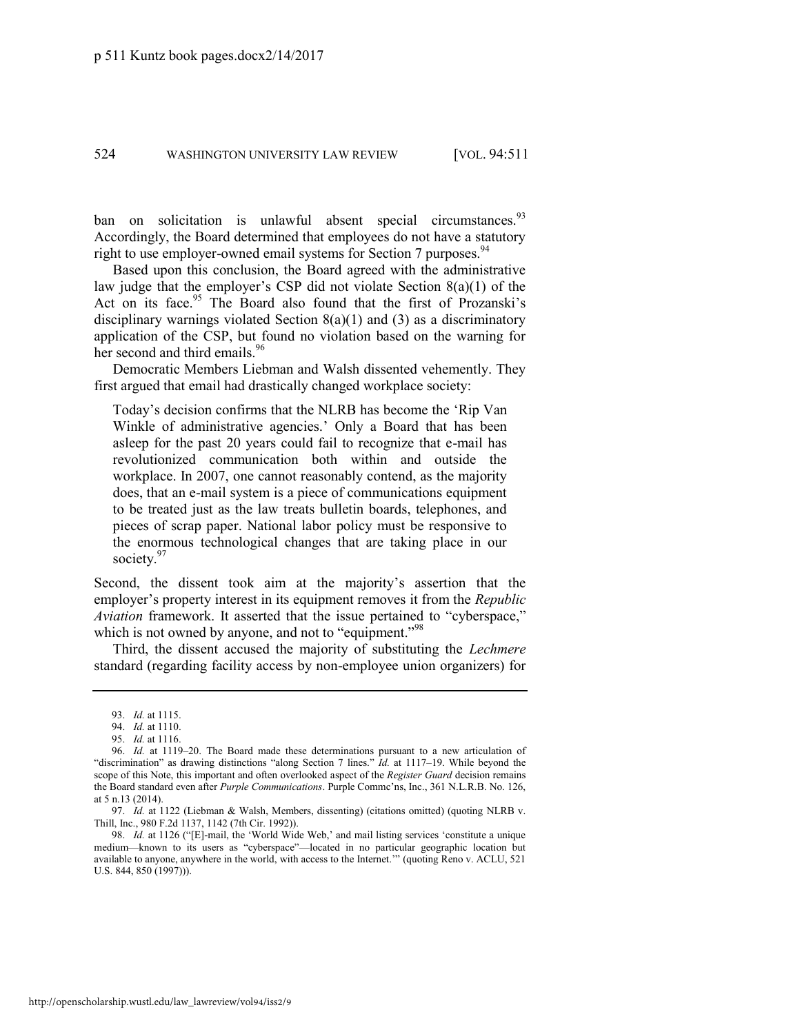ban on solicitation is unlawful absent special circumstances.[93] Accordingly, the Board determined that employees do not have a statutory right to use employer-owned email systems for Section 7 purposes.[94]

Based upon this conclusion, the Board agreed with the administrative law judge that the employer's CSP did not violate Section 8(a)(1) of the Act on its face.[95] The Board also found that the first of Prozanski's disciplinary warnings violated Section 8(a)(1) and (3) as a discriminatory application of the CSP, but found no violation based on the warning for her second and third emails.[96]

Democratic Members Liebman and Walsh dissented vehemently. They first argued that email had drastically changed workplace society:

> Today's decision confirms that the NLRB has become the 'Rip Van Winkle of administrative agencies.' Only a Board that has been asleep for the past 20 years could fail to recognize that e-mail has revolutionized communication both within and outside the workplace. In 2007, one cannot reasonably contend, as the majority does, that an e-mail system is a piece of communications equipment to be treated just as the law treats bulletin boards, telephones, and pieces of scrap paper. National labor policy must be responsive to the enormous technological changes that are taking place in our society.[97]

Second, the dissent took aim at the majority's assertion that the employer's property interest in its equipment removes it from the *Republic Aviation* framework. It asserted that the issue pertained to "cyberspace," which is not owned by anyone, and not to "equipment."[98]

Third, the dissent accused the majority of substituting the *Lechmere* standard (regarding facility access by non-employee union organizers) for

---

93. *Id.* at 1115.

94. *Id.* at 1110.

95. *Id.* at 1116.

96. *Id.* at 1119–20. The Board made these determinations pursuant to a new articulation of "discrimination" as drawing distinctions "along Section 7 lines." *Id.* at 1117–19. While beyond the scope of this Note, this important and often overlooked aspect of the *Register Guard* decision remains the Board standard even after *Purple Communications*. Purple Commc'ns, Inc., 361 N.L.R.B. No. 126, at 5 n.13 (2014).

97. *Id.* at 1122 (Liebman & Walsh, Members, dissenting) (citations omitted) (quoting NLRB v. Thill, Inc., 980 F.2d 1137, 1142 (7th Cir. 1992)).

98. *Id.* at 1126 ("[E]-mail, the 'World Wide Web,' and mail listing services 'constitute a unique medium—known to its users as "cyberspace"—located in no particular geographic location but available to anyone, anywhere in the world, with access to the Internet.'" (quoting Reno v. ACLU, 521 U.S. 844, 850 (1997))).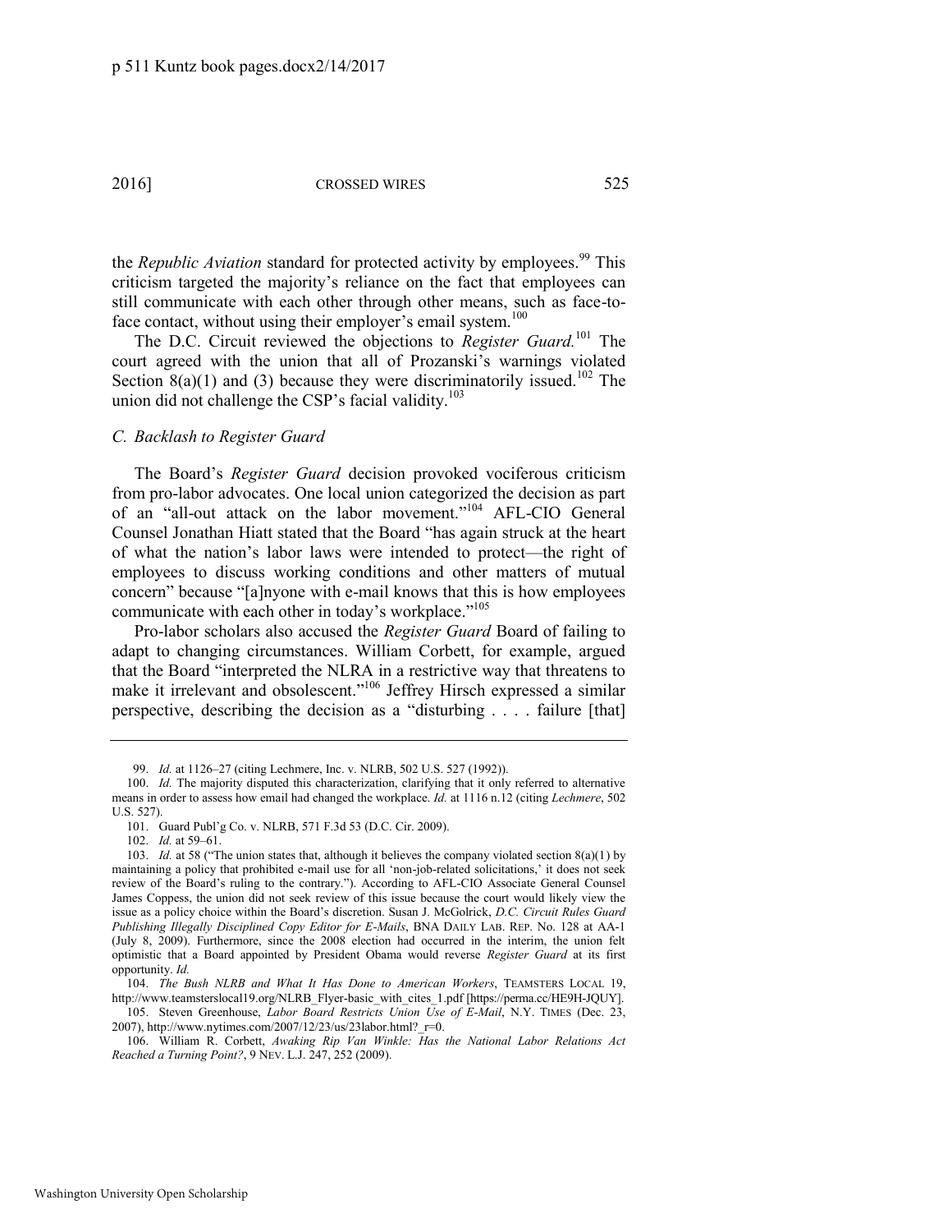the *Republic Aviation* standard for protected activity by employees.[99] This criticism targeted the majority's reliance on the fact that employees can still communicate with each other through other means, such as face-to-face contact, without using their employer's email system.[100]

The D.C. Circuit reviewed the objections to *Register Guard.*[101] The court agreed with the union that all of Prozanski's warnings violated Section 8(a)(1) and (3) because they were discriminatorily issued.[102] The union did not challenge the CSP's facial validity.[103]

### *C. Backlash to Register Guard*

The Board's *Register Guard* decision provoked vociferous criticism from pro-labor advocates. One local union categorized the decision as part of an "all-out attack on the labor movement."[104] AFL-CIO General Counsel Jonathan Hiatt stated that the Board "has again struck at the heart of what the nation's labor laws were intended to protect—the right of employees to discuss working conditions and other matters of mutual concern" because "[a]nyone with e-mail knows that this is how employees communicate with each other in today's workplace."[105]

Pro-labor scholars also accused the *Register Guard* Board of failing to adapt to changing circumstances. William Corbett, for example, argued that the Board "interpreted the NLRA in a restrictive way that threatens to make it irrelevant and obsolescent."[106] Jeffrey Hirsch expressed a similar perspective, describing the decision as a "disturbing . . . . failure [that]

---

99. *Id.* at 1126–27 (citing Lechmere, Inc. v. NLRB, 502 U.S. 527 (1992)).

100. *Id.* The majority disputed this characterization, clarifying that it only referred to alternative means in order to assess how email had changed the workplace. *Id.* at 1116 n.12 (citing *Lechmere*, 502 U.S. 527).

101. Guard Publ'g Co. v. NLRB, 571 F.3d 53 (D.C. Cir. 2009).

102. *Id.* at 59–61.

103. *Id.* at 58 ("The union states that, although it believes the company violated section 8(a)(1) by maintaining a policy that prohibited e-mail use for all 'non-job-related solicitations,' it does not seek review of the Board's ruling to the contrary."). According to AFL-CIO Associate General Counsel James Coppess, the union did not seek review of this issue because the court would likely view the issue as a policy choice within the Board's discretion. Susan J. McGolrick, *D.C. Circuit Rules Guard Publishing Illegally Disciplined Copy Editor for E-Mails*, BNA DAILY LAB. REP. No. 128 at AA-1 (July 8, 2009). Furthermore, since the 2008 election had occurred in the interim, the union felt optimistic that a Board appointed by President Obama would reverse *Register Guard* at its first opportunity. *Id.*

104. *The Bush NLRB and What It Has Done to American Workers*, TEAMSTERS LOCAL 19, http://www.teamsterslocal19.org/NLRB_Flyer-basic_with_cites_1.pdf [https://perma.cc/HE9H-JQUY].

105. Steven Greenhouse, *Labor Board Restricts Union Use of E-Mail*, N.Y. TIMES (Dec. 23, 2007), http://www.nytimes.com/2007/12/23/us/23labor.html?_r=0.

106. William R. Corbett, *Awaking Rip Van Winkle: Has the National Labor Relations Act Reached a Turning Point?*, 9 NEV. L.J. 247, 252 (2009).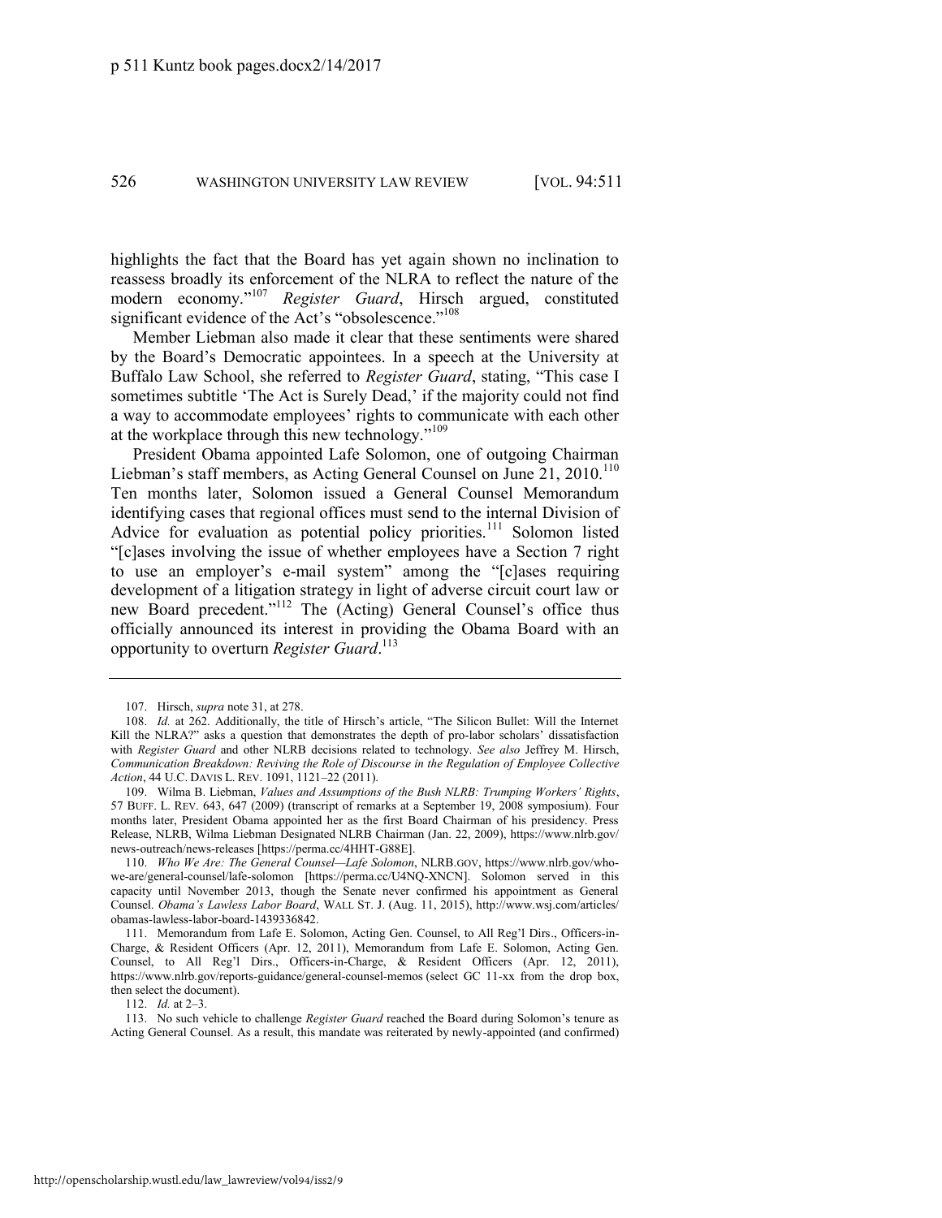highlights the fact that the Board has yet again shown no inclination to reassess broadly its enforcement of the NLRA to reflect the nature of the modern economy."[107] *Register Guard*, Hirsch argued, constituted significant evidence of the Act's "obsolescence."[108]

Member Liebman also made it clear that these sentiments were shared by the Board's Democratic appointees. In a speech at the University at Buffalo Law School, she referred to *Register Guard*, stating, "This case I sometimes subtitle 'The Act is Surely Dead,' if the majority could not find a way to accommodate employees' rights to communicate with each other at the workplace through this new technology."[109]

President Obama appointed Lafe Solomon, one of outgoing Chairman Liebman's staff members, as Acting General Counsel on June 21, 2010.[110] Ten months later, Solomon issued a General Counsel Memorandum identifying cases that regional offices must send to the internal Division of Advice for evaluation as potential policy priorities.[111] Solomon listed "[c]ases involving the issue of whether employees have a Section 7 right to use an employer's e-mail system" among the "[c]ases requiring development of a litigation strategy in light of adverse circuit court law or new Board precedent."[112] The (Acting) General Counsel's office thus officially announced its interest in providing the Obama Board with an opportunity to overturn *Register Guard*.[113]

---

107. Hirsch, *supra* note 31, at 278.

108. *Id.* at 262. Additionally, the title of Hirsch's article, "The Silicon Bullet: Will the Internet Kill the NLRA?" asks a question that demonstrates the depth of pro-labor scholars' dissatisfaction with *Register Guard* and other NLRB decisions related to technology. *See also* Jeffrey M. Hirsch, *Communication Breakdown: Reviving the Role of Discourse in the Regulation of Employee Collective Action*, 44 U.C. DAVIS L. REV. 1091, 1121–22 (2011).

109. Wilma B. Liebman, *Values and Assumptions of the Bush NLRB: Trumping Workers' Rights*, 57 BUFF. L. REV. 643, 647 (2009) (transcript of remarks at a September 19, 2008 symposium). Four months later, President Obama appointed her as the first Board Chairman of his presidency. Press Release, NLRB, Wilma Liebman Designated NLRB Chairman (Jan. 22, 2009), https://www.nlrb.gov/news-outreach/news-releases [https://perma.cc/4HHT-G88E].

110. *Who We Are: The General Counsel—Lafe Solomon*, NLRB.GOV, https://www.nlrb.gov/who-we-are/general-counsel/lafe-solomon [https://perma.cc/U4NQ-XNCN]. Solomon served in this capacity until November 2013, though the Senate never confirmed his appointment as General Counsel. *Obama's Lawless Labor Board*, WALL ST. J. (Aug. 11, 2015), http://www.wsj.com/articles/obamas-lawless-labor-board-1439336842.

111. Memorandum from Lafe E. Solomon, Acting Gen. Counsel, to All Reg'l Dirs., Officers-in-Charge, & Resident Officers (Apr. 12, 2011), Memorandum from Lafe E. Solomon, Acting Gen. Counsel, to All Reg'l Dirs., Officers-in-Charge, & Resident Officers (Apr. 12, 2011), https://www.nlrb.gov/reports-guidance/general-counsel-memos (select GC 11-xx from the drop box, then select the document).

112. *Id.* at 2–3.

113. No such vehicle to challenge *Register Guard* reached the Board during Solomon's tenure as Acting General Counsel. As a result, this mandate was reiterated by newly-appointed (and confirmed)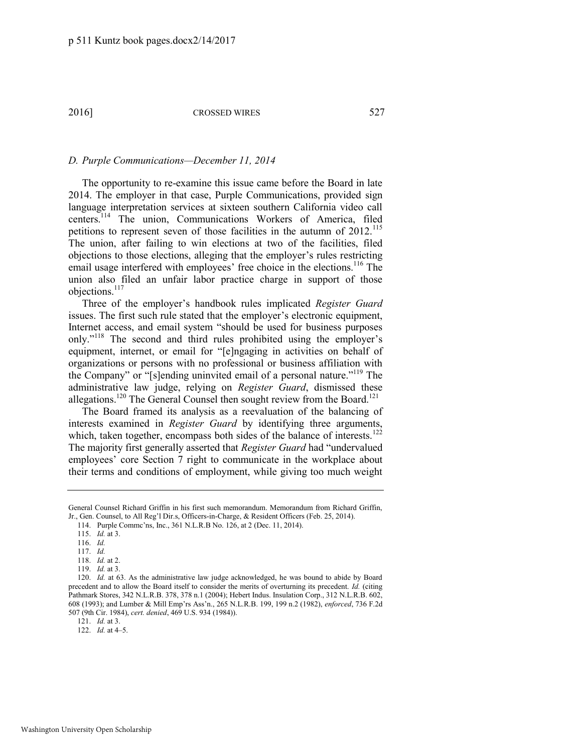### *D. Purple Communications—December 11, 2014*

The opportunity to re-examine this issue came before the Board in late 2014. The employer in that case, Purple Communications, provided sign language interpretation services at sixteen southern California video call centers.[114] The union, Communications Workers of America, filed petitions to represent seven of those facilities in the autumn of 2012.[115] The union, after failing to win elections at two of the facilities, filed objections to those elections, alleging that the employer's rules restricting email usage interfered with employees' free choice in the elections.[116] The union also filed an unfair labor practice charge in support of those objections.[117]

Three of the employer's handbook rules implicated *Register Guard* issues. The first such rule stated that the employer's electronic equipment, Internet access, and email system "should be used for business purposes only."[118] The second and third rules prohibited using the employer's equipment, internet, or email for "[e]ngaging in activities on behalf of organizations or persons with no professional or business affiliation with the Company" or "[s]ending uninvited email of a personal nature."[119] The administrative law judge, relying on *Register Guard*, dismissed these allegations.[120] The General Counsel then sought review from the Board.[121]

The Board framed its analysis as a reevaluation of the balancing of interests examined in *Register Guard* by identifying three arguments, which, taken together, encompass both sides of the balance of interests.[122] The majority first generally asserted that *Register Guard* had "undervalued employees' core Section 7 right to communicate in the workplace about their terms and conditions of employment, while giving too much weight

---

General Counsel Richard Griffin in his first such memorandum. Memorandum from Richard Griffin, Jr., Gen. Counsel, to All Reg'l Dir.s, Officers-in-Charge, & Resident Officers (Feb. 25, 2014).

114. Purple Commc'ns, Inc., 361 N.L.R.B No. 126, at 2 (Dec. 11, 2014).

115. *Id.* at 3.

116. *Id.*

117. *Id.*

118. *Id.* at 2.

119. *Id.* at 3.

120. *Id.* at 63. As the administrative law judge acknowledged, he was bound to abide by Board precedent and to allow the Board itself to consider the merits of overturning its precedent. *Id.* (citing Pathmark Stores, 342 N.L.R.B. 378, 378 n.1 (2004); Hebert Indus. Insulation Corp., 312 N.L.R.B. 602, 608 (1993); and Lumber & Mill Emp'rs Ass'n., 265 N.L.R.B. 199, 199 n.2 (1982), *enforced*, 736 F.2d 507 (9th Cir. 1984), *cert. denied*, 469 U.S. 934 (1984)).

121. *Id.* at 3.

122. *Id.* at 4–5.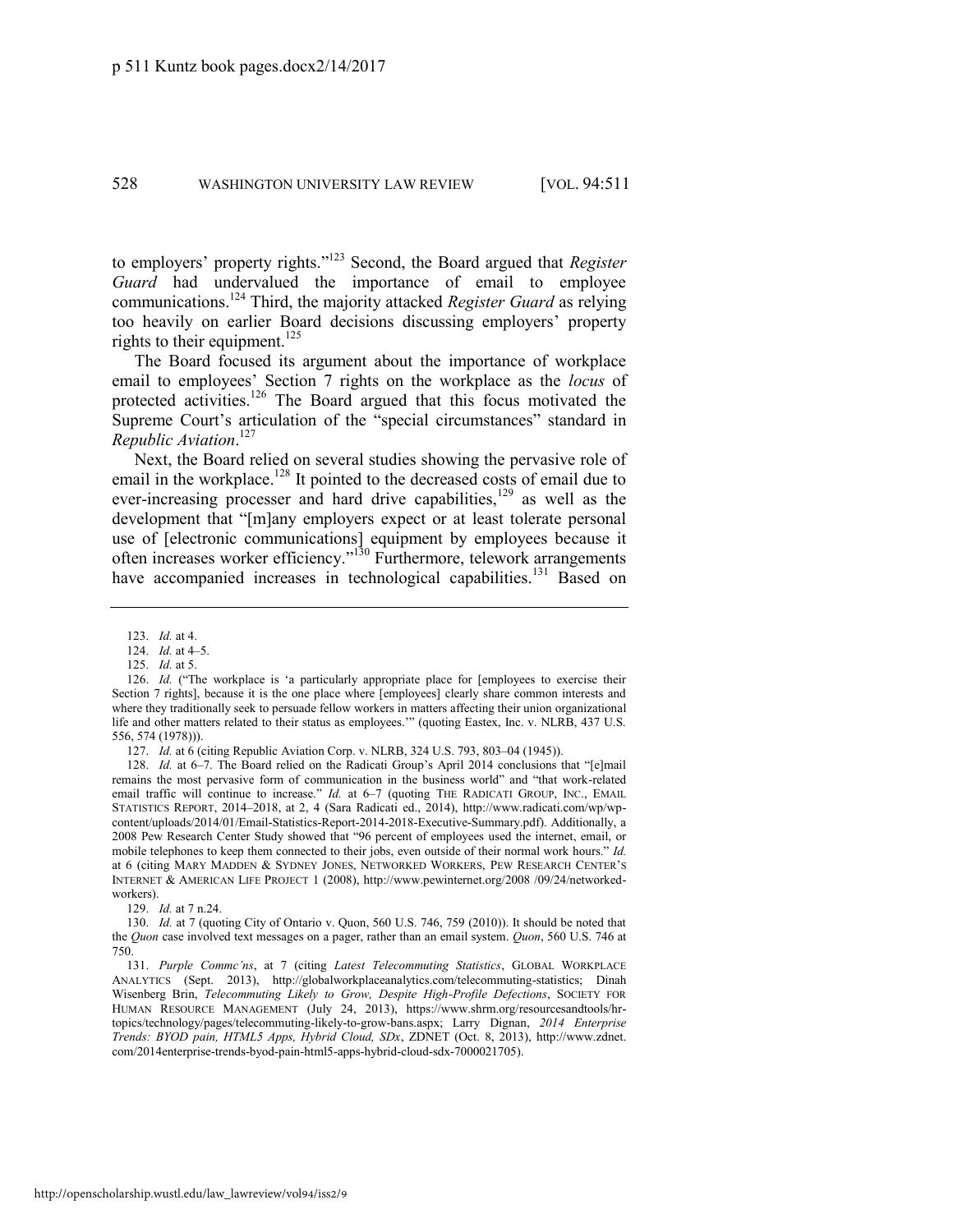to employers' property rights."[123] Second, the Board argued that *Register Guard* had undervalued the importance of email to employee communications.[124] Third, the majority attacked *Register Guard* as relying too heavily on earlier Board decisions discussing employers' property rights to their equipment.[125]

The Board focused its argument about the importance of workplace email to employees' Section 7 rights on the workplace as the *locus* of protected activities.[126] The Board argued that this focus motivated the Supreme Court's articulation of the "special circumstances" standard in *Republic Aviation*.[127]

Next, the Board relied on several studies showing the pervasive role of email in the workplace.[128] It pointed to the decreased costs of email due to ever-increasing processer and hard drive capabilities,[129] as well as the development that "[m]any employers expect or at least tolerate personal use of [electronic communications] equipment by employees because it often increases worker efficiency."[130] Furthermore, telework arrangements have accompanied increases in technological capabilities.[131] Based on

---

123. *Id.* at 4.

124. *Id.* at 4–5.

125. *Id.* at 5.

126. *Id.* ("The workplace is 'a particularly appropriate place for [employees to exercise their Section 7 rights], because it is the one place where [employees] clearly share common interests and where they traditionally seek to persuade fellow workers in matters affecting their union organizational life and other matters related to their status as employees.'" (quoting Eastex, Inc. v. NLRB, 437 U.S. 556, 574 (1978))).

127. *Id.* at 6 (citing Republic Aviation Corp. v. NLRB, 324 U.S. 793, 803–04 (1945)).

128. *Id.* at 6–7. The Board relied on the Radicati Group's April 2014 conclusions that "[e]mail remains the most pervasive form of communication in the business world" and "that work-related email traffic will continue to increase." *Id.* at 6–7 (quoting THE RADICATI GROUP, INC., EMAIL STATISTICS REPORT, 2014–2018, at 2, 4 (Sara Radicati ed., 2014), http://www.radicati.com/wp/wp-content/uploads/2014/01/Email-Statistics-Report-2014-2018-Executive-Summary.pdf). Additionally, a 2008 Pew Research Center Study showed that "96 percent of employees used the internet, email, or mobile telephones to keep them connected to their jobs, even outside of their normal work hours." *Id.* at 6 (citing MARY MADDEN & SYDNEY JONES, NETWORKED WORKERS, PEW RESEARCH CENTER'S INTERNET & AMERICAN LIFE PROJECT 1 (2008), http://www.pewinternet.org/2008 /09/24/networked-workers).

129. *Id.* at 7 n.24.

130. *Id.* at 7 (quoting City of Ontario v. Quon, 560 U.S. 746, 759 (2010)). It should be noted that the *Quon* case involved text messages on a pager, rather than an email system. *Quon*, 560 U.S. 746 at 750.

131. *Purple Commc'ns*, at 7 (citing *Latest Telecommuting Statistics*, GLOBAL WORKPLACE ANALYTICS (Sept. 2013), http://globalworkplaceanalytics.com/telecommuting-statistics; Dinah Wisenberg Brin, *Telecommuting Likely to Grow, Despite High-Profile Defections*, SOCIETY FOR HUMAN RESOURCE MANAGEMENT (July 24, 2013), https://www.shrm.org/resourcesandtools/hr-topics/technology/pages/telecommuting-likely-to-grow-bans.aspx; Larry Dignan, *2014 Enterprise Trends: BYOD pain, HTML5 Apps, Hybrid Cloud, SDx*, ZDNET (Oct. 8, 2013), http://www.zdnet.com/2014enterprise-trends-byod-pain-html5-apps-hybrid-cloud-sdx-7000021705).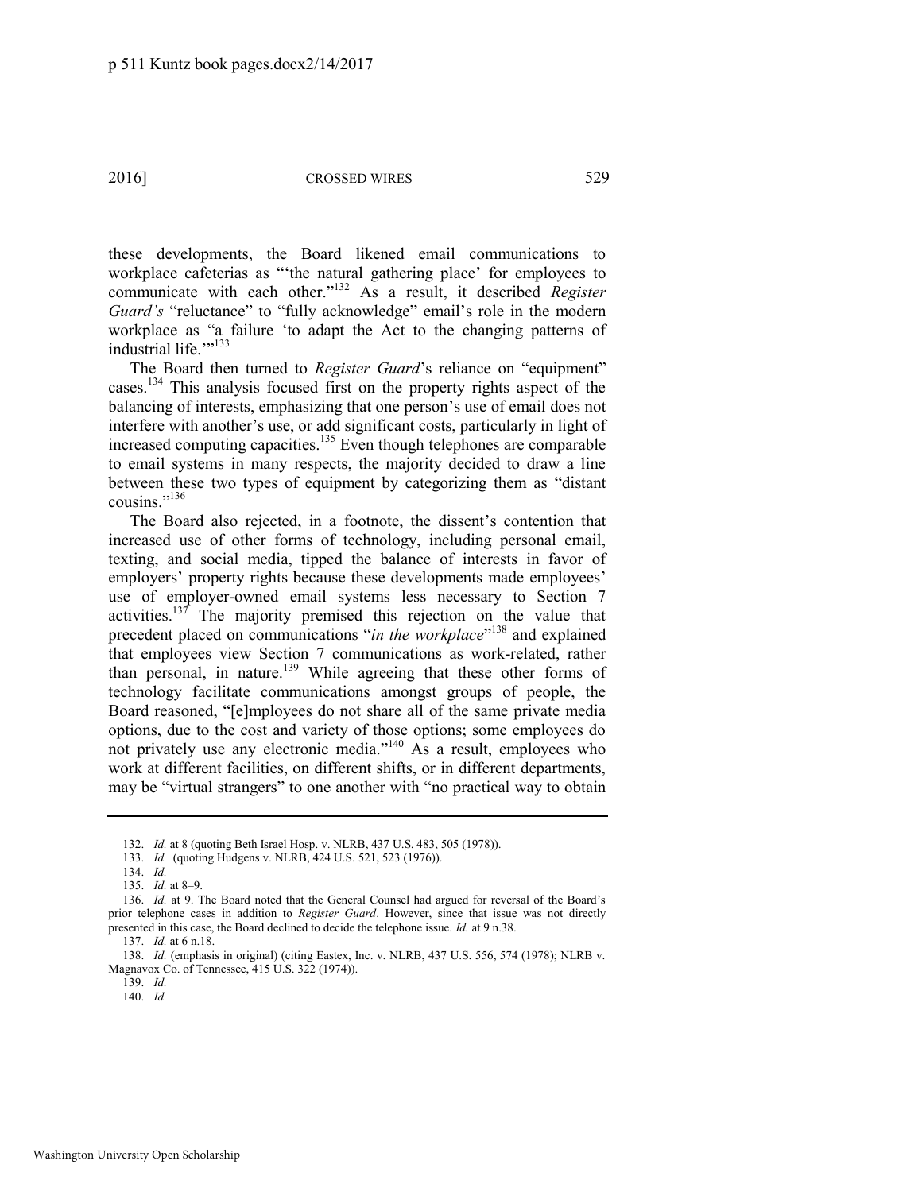these developments, the Board likened email communications to workplace cafeterias as "'the natural gathering place' for employees to communicate with each other."[132] As a result, it described *Register Guard's* "reluctance" to "fully acknowledge" email's role in the modern workplace as "a failure 'to adapt the Act to the changing patterns of industrial life.'"[133]

The Board then turned to *Register Guard*'s reliance on "equipment" cases.[134] This analysis focused first on the property rights aspect of the balancing of interests, emphasizing that one person's use of email does not interfere with another's use, or add significant costs, particularly in light of increased computing capacities.[135] Even though telephones are comparable to email systems in many respects, the majority decided to draw a line between these two types of equipment by categorizing them as "distant cousins."[136]

The Board also rejected, in a footnote, the dissent's contention that increased use of other forms of technology, including personal email, texting, and social media, tipped the balance of interests in favor of employers' property rights because these developments made employees' use of employer-owned email systems less necessary to Section 7 activities.[137] The majority premised this rejection on the value that precedent placed on communications "*in the workplace*"[138] and explained that employees view Section 7 communications as work-related, rather than personal, in nature.[139] While agreeing that these other forms of technology facilitate communications amongst groups of people, the Board reasoned, "[e]mployees do not share all of the same private media options, due to the cost and variety of those options; some employees do not privately use any electronic media."[140] As a result, employees who work at different facilities, on different shifts, or in different departments, may be "virtual strangers" to one another with "no practical way to obtain

---

132. *Id.* at 8 (quoting Beth Israel Hosp. v. NLRB, 437 U.S. 483, 505 (1978)).

133. *Id.* (quoting Hudgens v. NLRB, 424 U.S. 521, 523 (1976)).

134. *Id.*

135. *Id.* at 8–9.

136. *Id.* at 9. The Board noted that the General Counsel had argued for reversal of the Board's prior telephone cases in addition to *Register Guard*. However, since that issue was not directly presented in this case, the Board declined to decide the telephone issue. *Id.* at 9 n.38.

137. *Id.* at 6 n.18.

138. *Id.* (emphasis in original) (citing Eastex, Inc. v. NLRB, 437 U.S. 556, 574 (1978); NLRB v. Magnavox Co. of Tennessee, 415 U.S. 322 (1974)).

139. *Id.*

140. *Id.*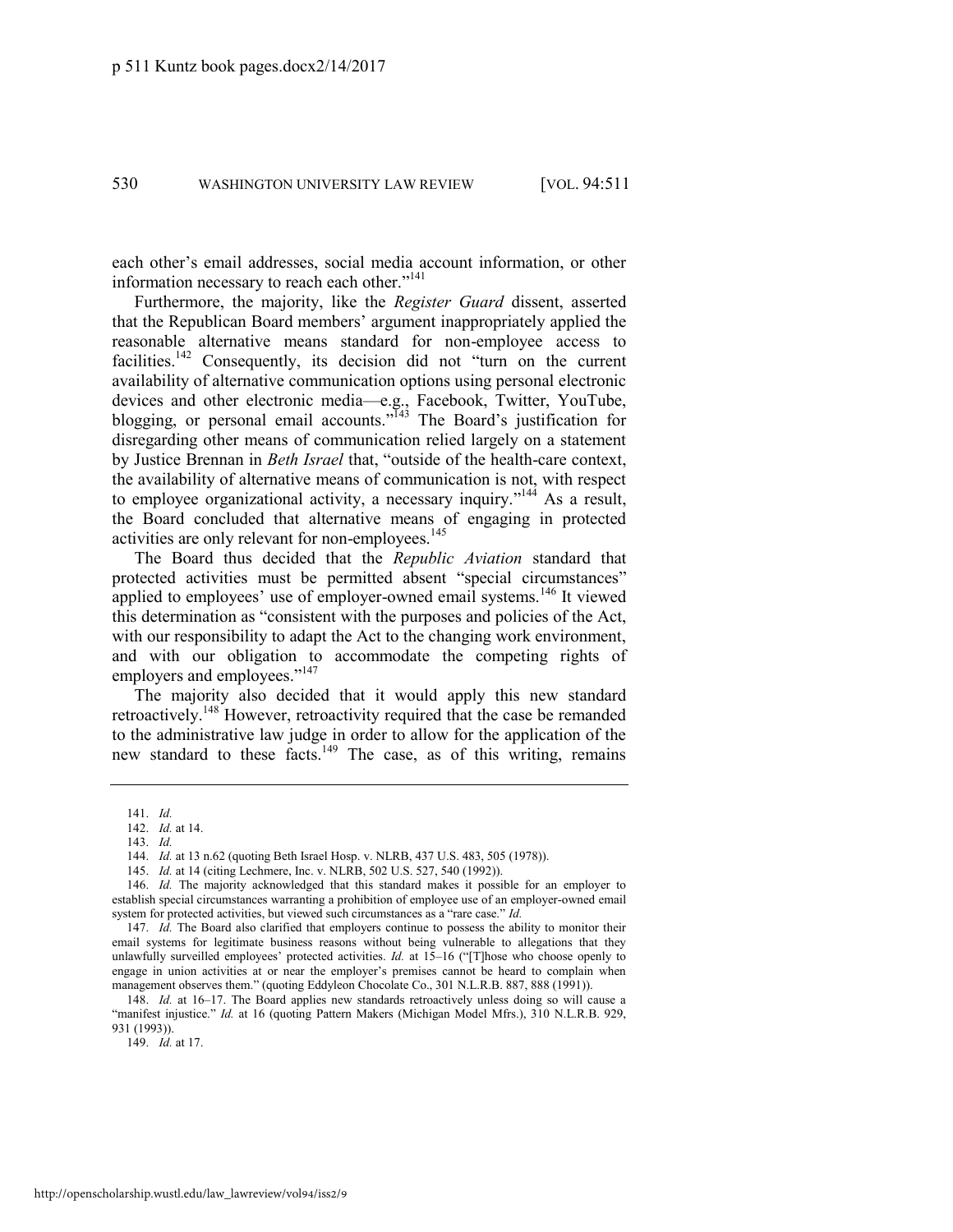each other's email addresses, social media account information, or other information necessary to reach each other."[141]

Furthermore, the majority, like the *Register Guard* dissent, asserted that the Republican Board members' argument inappropriately applied the reasonable alternative means standard for non-employee access to facilities.[142] Consequently, its decision did not "turn on the current availability of alternative communication options using personal electronic devices and other electronic media—e.g., Facebook, Twitter, YouTube, blogging, or personal email accounts."[143] The Board's justification for disregarding other means of communication relied largely on a statement by Justice Brennan in *Beth Israel* that, "outside of the health-care context, the availability of alternative means of communication is not, with respect to employee organizational activity, a necessary inquiry."[144] As a result, the Board concluded that alternative means of engaging in protected activities are only relevant for non-employees.[145]

The Board thus decided that the *Republic Aviation* standard that protected activities must be permitted absent "special circumstances" applied to employees' use of employer-owned email systems.[146] It viewed this determination as "consistent with the purposes and policies of the Act, with our responsibility to adapt the Act to the changing work environment, and with our obligation to accommodate the competing rights of employers and employees."[147]

The majority also decided that it would apply this new standard retroactively.[148] However, retroactivity required that the case be remanded to the administrative law judge in order to allow for the application of the new standard to these facts.[149] The case, as of this writing, remains

---

141. *Id.*

142. *Id.* at 14.

143. *Id.*

144. *Id.* at 13 n.62 (quoting Beth Israel Hosp. v. NLRB, 437 U.S. 483, 505 (1978)).

145. *Id.* at 14 (citing Lechmere, Inc. v. NLRB, 502 U.S. 527, 540 (1992)).

146. *Id.* The majority acknowledged that this standard makes it possible for an employer to establish special circumstances warranting a prohibition of employee use of an employer-owned email system for protected activities, but viewed such circumstances as a "rare case." *Id.*

147. *Id.* The Board also clarified that employers continue to possess the ability to monitor their email systems for legitimate business reasons without being vulnerable to allegations that they unlawfully surveilled employees' protected activities. *Id.* at 15–16 ("[T]hose who choose openly to engage in union activities at or near the employer's premises cannot be heard to complain when management observes them." (quoting Eddyleon Chocolate Co., 301 N.L.R.B. 887, 888 (1991)).

148. *Id.* at 16–17. The Board applies new standards retroactively unless doing so will cause a "manifest injustice." *Id.* at 16 (quoting Pattern Makers (Michigan Model Mfrs.), 310 N.L.R.B. 929, 931 (1993)).

149. *Id.* at 17.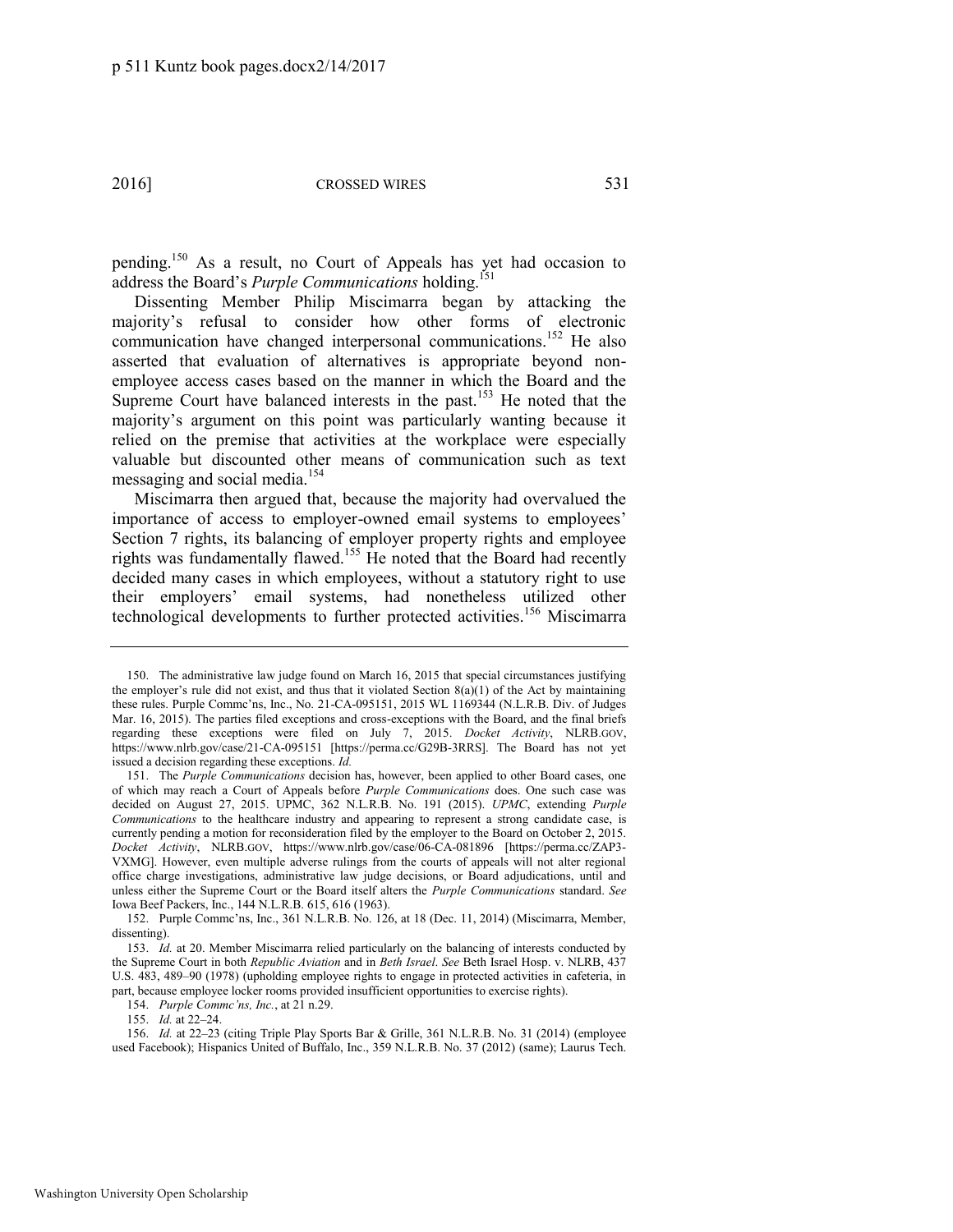pending.[150] As a result, no Court of Appeals has yet had occasion to address the Board's *Purple Communications* holding.[151]

Dissenting Member Philip Miscimarra began by attacking the majority's refusal to consider how other forms of electronic communication have changed interpersonal communications.[152] He also asserted that evaluation of alternatives is appropriate beyond non-employee access cases based on the manner in which the Board and the Supreme Court have balanced interests in the past.[153] He noted that the majority's argument on this point was particularly wanting because it relied on the premise that activities at the workplace were especially valuable but discounted other means of communication such as text messaging and social media.[154]

Miscimarra then argued that, because the majority had overvalued the importance of access to employer-owned email systems to employees' Section 7 rights, its balancing of employer property rights and employee rights was fundamentally flawed.[155] He noted that the Board had recently decided many cases in which employees, without a statutory right to use their employers' email systems, had nonetheless utilized other technological developments to further protected activities.[156] Miscimarra

---

150. The administrative law judge found on March 16, 2015 that special circumstances justifying the employer's rule did not exist, and thus that it violated Section 8(a)(1) of the Act by maintaining these rules. Purple Commc'ns, Inc., No. 21-CA-095151, 2015 WL 1169344 (N.L.R.B. Div. of Judges Mar. 16, 2015). The parties filed exceptions and cross-exceptions with the Board, and the final briefs regarding these exceptions were filed on July 7, 2015. *Docket Activity*, NLRB.GOV, https://www.nlrb.gov/case/21-CA-095151 [https://perma.cc/G29B-3RRS]. The Board has not yet issued a decision regarding these exceptions. *Id.*

151. The *Purple Communications* decision has, however, been applied to other Board cases, one of which may reach a Court of Appeals before *Purple Communications* does. One such case was decided on August 27, 2015. UPMC, 362 N.L.R.B. No. 191 (2015). *UPMC*, extending *Purple Communications* to the healthcare industry and appearing to represent a strong candidate case, is currently pending a motion for reconsideration filed by the employer to the Board on October 2, 2015. *Docket Activity*, NLRB.GOV, https://www.nlrb.gov/case/06-CA-081896 [https://perma.cc/ZAP3-VXMG]. However, even multiple adverse rulings from the courts of appeals will not alter regional office charge investigations, administrative law judge decisions, or Board adjudications, until and unless either the Supreme Court or the Board itself alters the *Purple Communications* standard. *See* Iowa Beef Packers, Inc., 144 N.L.R.B. 615, 616 (1963).

152. Purple Commc'ns, Inc., 361 N.L.R.B. No. 126, at 18 (Dec. 11, 2014) (Miscimarra, Member, dissenting).

153. *Id.* at 20. Member Miscimarra relied particularly on the balancing of interests conducted by the Supreme Court in both *Republic Aviation* and in *Beth Israel*. *See* Beth Israel Hosp. v. NLRB, 437 U.S. 483, 489–90 (1978) (upholding employee rights to engage in protected activities in cafeteria, in part, because employee locker rooms provided insufficient opportunities to exercise rights).

154. *Purple Commc'ns, Inc.*, at 21 n.29.

155. *Id.* at 22–24.

156. *Id.* at 22–23 (citing Triple Play Sports Bar & Grille, 361 N.L.R.B. No. 31 (2014) (employee used Facebook); Hispanics United of Buffalo, Inc., 359 N.L.R.B. No. 37 (2012) (same); Laurus Tech.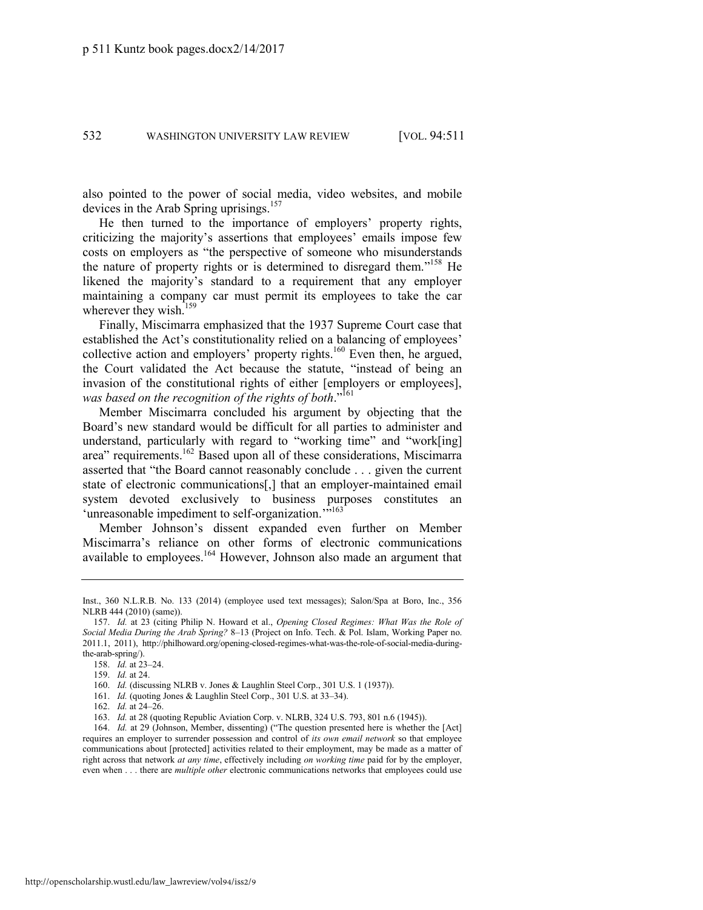also pointed to the power of social media, video websites, and mobile devices in the Arab Spring uprisings.[157]

He then turned to the importance of employers' property rights, criticizing the majority's assertions that employees' emails impose few costs on employers as "the perspective of someone who misunderstands the nature of property rights or is determined to disregard them."[158] He likened the majority's standard to a requirement that any employer maintaining a company car must permit its employees to take the car wherever they wish.[159]

Finally, Miscimarra emphasized that the 1937 Supreme Court case that established the Act's constitutionality relied on a balancing of employees' collective action and employers' property rights.[160] Even then, he argued, the Court validated the Act because the statute, "instead of being an invasion of the constitutional rights of either [employers or employees], *was based on the recognition of the rights of both*."[161]

Member Miscimarra concluded his argument by objecting that the Board's new standard would be difficult for all parties to administer and understand, particularly with regard to "working time" and "work[ing] area" requirements.[162] Based upon all of these considerations, Miscimarra asserted that "the Board cannot reasonably conclude . . . given the current state of electronic communications[,] that an employer-maintained email system devoted exclusively to business purposes constitutes an 'unreasonable impediment to self-organization.'"[163]

Member Johnson's dissent expanded even further on Member Miscimarra's reliance on other forms of electronic communications available to employees.[164] However, Johnson also made an argument that

---

Inst., 360 N.L.R.B. No. 133 (2014) (employee used text messages); Salon/Spa at Boro, Inc., 356 NLRB 444 (2010) (same)).

157. *Id.* at 23 (citing Philip N. Howard et al., *Opening Closed Regimes: What Was the Role of Social Media During the Arab Spring?* 8–13 (Project on Info. Tech. & Pol. Islam, Working Paper no. 2011.1, 2011), http://philhoward.org/opening-closed-regimes-what-was-the-role-of-social-media-during-the-arab-spring/).

158. *Id.* at 23–24.

159. *Id.* at 24.

160. *Id.* (discussing NLRB v. Jones & Laughlin Steel Corp., 301 U.S. 1 (1937)).

161. *Id.* (quoting Jones & Laughlin Steel Corp., 301 U.S. at 33–34).

162. *Id.* at 24–26.

163. *Id.* at 28 (quoting Republic Aviation Corp. v. NLRB, 324 U.S. 793, 801 n.6 (1945)).

164. *Id.* at 29 (Johnson, Member, dissenting) ("The question presented here is whether the [Act] requires an employer to surrender possession and control of *its own email network* so that employee communications about [protected] activities related to their employment, may be made as a matter of right across that network *at any time*, effectively including *on working time* paid for by the employer, even when . . . there are *multiple other* electronic communications networks that employees could use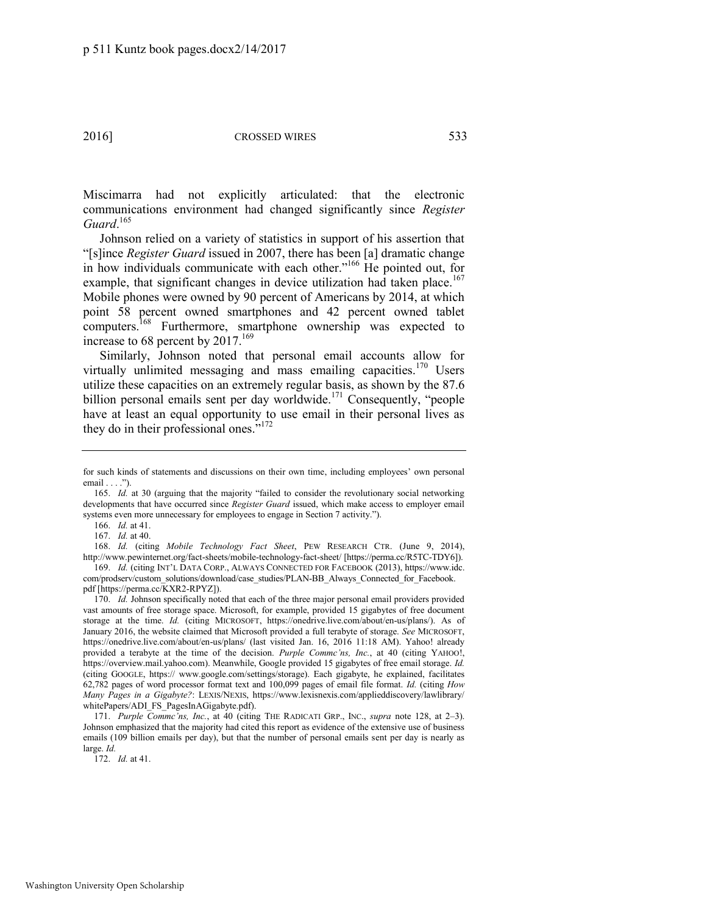Miscimarra had not explicitly articulated: that the electronic communications environment had changed significantly since *Register Guard*.[165]

Johnson relied on a variety of statistics in support of his assertion that "[s]ince *Register Guard* issued in 2007, there has been [a] dramatic change in how individuals communicate with each other."[166] He pointed out, for example, that significant changes in device utilization had taken place.[167] Mobile phones were owned by 90 percent of Americans by 2014, at which point 58 percent owned smartphones and 42 percent owned tablet computers.[168] Furthermore, smartphone ownership was expected to increase to 68 percent by 2017.[169]

Similarly, Johnson noted that personal email accounts allow for virtually unlimited messaging and mass emailing capacities.[170] Users utilize these capacities on an extremely regular basis, as shown by the 87.6 billion personal emails sent per day worldwide.[171] Consequently, "people have at least an equal opportunity to use email in their personal lives as they do in their professional ones."[172]

---

for such kinds of statements and discussions on their own time, including employees' own personal email . . . .").

165. *Id.* at 30 (arguing that the majority "failed to consider the revolutionary social networking developments that have occurred since *Register Guard* issued, which make access to employer email systems even more unnecessary for employees to engage in Section 7 activity.").

166. *Id.* at 41.

167. *Id.* at 40.

168. *Id.* (citing *Mobile Technology Fact Sheet*, PEW RESEARCH CTR. (June 9, 2014), http://www.pewinternet.org/fact-sheets/mobile-technology-fact-sheet/ [https://perma.cc/R5TC-TDY6]).

169. *Id.* (citing INT'L DATA CORP., ALWAYS CONNECTED FOR FACEBOOK (2013), https://www.idc.com/prodserv/custom_solutions/download/case_studies/PLAN-BB_Always_Connected_for_Facebook.pdf [https://perma.cc/KXR2-RPYZ]).

170. *Id.* Johnson specifically noted that each of the three major personal email providers provided vast amounts of free storage space. Microsoft, for example, provided 15 gigabytes of free document storage at the time. *Id.* (citing MICROSOFT, https://onedrive.live.com/about/en-us/plans/). As of January 2016, the website claimed that Microsoft provided a full terabyte of storage. *See* MICROSOFT, https://onedrive.live.com/about/en-us/plans/ (last visited Jan. 16, 2016 11:18 AM). Yahoo! already provided a terabyte at the time of the decision. *Purple Commc'ns, Inc.*, at 40 (citing YAHOO!, https://overview.mail.yahoo.com). Meanwhile, Google provided 15 gigabytes of free email storage. *Id.* (citing GOOGLE, https:// www.google.com/settings/storage). Each gigabyte, he explained, facilitates 62,782 pages of word processor format text and 100,099 pages of email file format. *Id.* (citing *How Many Pages in a Gigabyte?*: LEXIS/NEXIS, https://www.lexisnexis.com/applieddiscovery/lawlibrary/whitePapers/ADI_FS_PagesInAGigabyte.pdf).

171. *Purple Commc'ns, Inc.*, at 40 (citing THE RADICATI GRP., INC., *supra* note 128, at 2–3). Johnson emphasized that the majority had cited this report as evidence of the extensive use of business emails (109 billion emails per day), but that the number of personal emails sent per day is nearly as large. *Id.*

172. *Id.* at 41.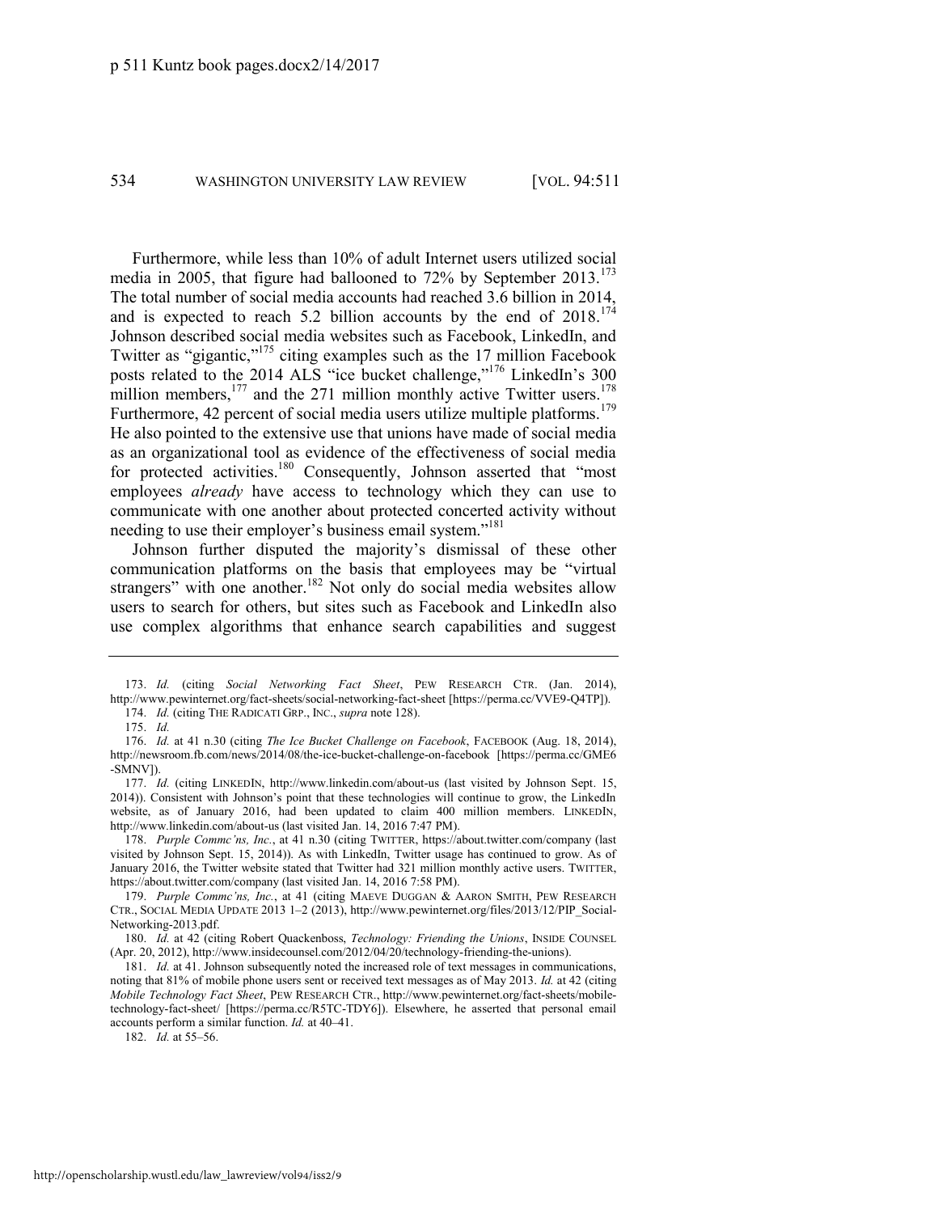Furthermore, while less than 10% of adult Internet users utilized social media in 2005, that figure had ballooned to 72% by September 2013.[173] The total number of social media accounts had reached 3.6 billion in 2014, and is expected to reach 5.2 billion accounts by the end of 2018.[174] Johnson described social media websites such as Facebook, LinkedIn, and Twitter as "gigantic,"[175] citing examples such as the 17 million Facebook posts related to the 2014 ALS "ice bucket challenge,"[176] LinkedIn's 300 million members,[177] and the 271 million monthly active Twitter users.[178] Furthermore, 42 percent of social media users utilize multiple platforms.[179] He also pointed to the extensive use that unions have made of social media as an organizational tool as evidence of the effectiveness of social media for protected activities.[180] Consequently, Johnson asserted that "most employees *already* have access to technology which they can use to communicate with one another about protected concerted activity without needing to use their employer's business email system."[181]

Johnson further disputed the majority's dismissal of these other communication platforms on the basis that employees may be "virtual strangers" with one another.[182] Not only do social media websites allow users to search for others, but sites such as Facebook and LinkedIn also use complex algorithms that enhance search capabilities and suggest

---

173. *Id.* (citing *Social Networking Fact Sheet*, PEW RESEARCH CTR. (Jan. 2014), http://www.pewinternet.org/fact-sheets/social-networking-fact-sheet [https://perma.cc/VVE9-Q4TP]).

174. *Id.* (citing THE RADICATI GRP., INC., *supra* note 128).

175. *Id.*

176. *Id.* at 41 n.30 (citing *The Ice Bucket Challenge on Facebook*, FACEBOOK (Aug. 18, 2014), http://newsroom.fb.com/news/2014/08/the-ice-bucket-challenge-on-facebook [https://perma.cc/GME6-SMNV]).

177. *Id.* (citing LINKEDIN, http://www.linkedin.com/about-us (last visited by Johnson Sept. 15, 2014)). Consistent with Johnson's point that these technologies will continue to grow, the LinkedIn website, as of January 2016, had been updated to claim 400 million members. LINKEDIN, http://www.linkedin.com/about-us (last visited Jan. 14, 2016 7:47 PM).

178. *Purple Commc'ns, Inc.*, at 41 n.30 (citing TWITTER, https://about.twitter.com/company (last visited by Johnson Sept. 15, 2014)). As with LinkedIn, Twitter usage has continued to grow. As of January 2016, the Twitter website stated that Twitter had 321 million monthly active users. TWITTER, https://about.twitter.com/company (last visited Jan. 14, 2016 7:58 PM).

179. *Purple Commc'ns, Inc.*, at 41 (citing MAEVE DUGGAN & AARON SMITH, PEW RESEARCH CTR., SOCIAL MEDIA UPDATE 2013 1–2 (2013), http://www.pewinternet.org/files/2013/12/PIP_Social-Networking-2013.pdf.

180. *Id.* at 42 (citing Robert Quackenboss, *Technology: Friending the Unions*, INSIDE COUNSEL (Apr. 20, 2012), http://www.insidecounsel.com/2012/04/20/technology-friending-the-unions).

181. *Id.* at 41. Johnson subsequently noted the increased role of text messages in communications, noting that 81% of mobile phone users sent or received text messages as of May 2013. *Id.* at 42 (citing *Mobile Technology Fact Sheet*, PEW RESEARCH CTR., http://www.pewinternet.org/fact-sheets/mobile-technology-fact-sheet/ [https://perma.cc/R5TC-TDY6]). Elsewhere, he asserted that personal email accounts perform a similar function. *Id.* at 40–41.

182. *Id.* at 55–56.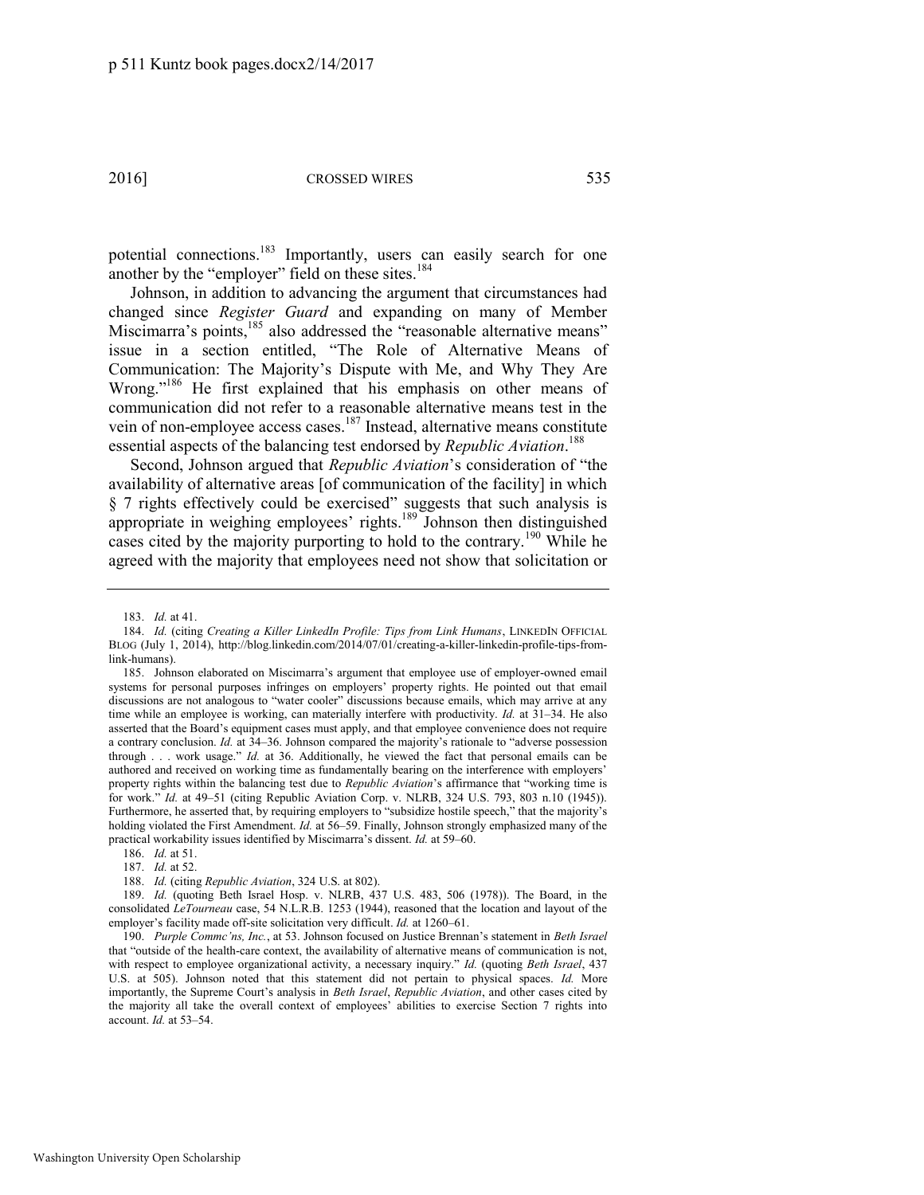potential connections.[183] Importantly, users can easily search for one another by the "employer" field on these sites.[184]

Johnson, in addition to advancing the argument that circumstances had changed since *Register Guard* and expanding on many of Member Miscimarra's points,[185] also addressed the "reasonable alternative means" issue in a section entitled, "The Role of Alternative Means of Communication: The Majority's Dispute with Me, and Why They Are Wrong."[186] He first explained that his emphasis on other means of communication did not refer to a reasonable alternative means test in the vein of non-employee access cases.[187] Instead, alternative means constitute essential aspects of the balancing test endorsed by *Republic Aviation*.[188]

Second, Johnson argued that *Republic Aviation*'s consideration of "the availability of alternative areas [of communication of the facility] in which § 7 rights effectively could be exercised" suggests that such analysis is appropriate in weighing employees' rights.[189] Johnson then distinguished cases cited by the majority purporting to hold to the contrary.[190] While he agreed with the majority that employees need not show that solicitation or

---

183. *Id.* at 41.

184. *Id.* (citing *Creating a Killer LinkedIn Profile: Tips from Link Humans*, LINKEDIN OFFICIAL BLOG (July 1, 2014), http://blog.linkedin.com/2014/07/01/creating-a-killer-linkedin-profile-tips-from-link-humans).

185. Johnson elaborated on Miscimarra's argument that employee use of employer-owned email systems for personal purposes infringes on employers' property rights. He pointed out that email discussions are not analogous to "water cooler" discussions because emails, which may arrive at any time while an employee is working, can materially interfere with productivity. *Id.* at 31–34. He also asserted that the Board's equipment cases must apply, and that employee convenience does not require a contrary conclusion. *Id.* at 34–36. Johnson compared the majority's rationale to "adverse possession through . . . work usage." *Id.* at 36. Additionally, he viewed the fact that personal emails can be authored and received on working time as fundamentally bearing on the interference with employers' property rights within the balancing test due to *Republic Aviation*'s affirmance that "working time is for work." *Id.* at 49–51 (citing Republic Aviation Corp. v. NLRB, 324 U.S. 793, 803 n.10 (1945)). Furthermore, he asserted that, by requiring employers to "subsidize hostile speech," that the majority's holding violated the First Amendment. *Id.* at 56–59. Finally, Johnson strongly emphasized many of the practical workability issues identified by Miscimarra's dissent. *Id.* at 59–60.

186. *Id.* at 51.

187. *Id.* at 52.

188. *Id.* (citing *Republic Aviation*, 324 U.S. at 802).

189. *Id.* (quoting Beth Israel Hosp. v. NLRB, 437 U.S. 483, 506 (1978)). The Board, in the consolidated *LeTourneau* case, 54 N.L.R.B. 1253 (1944), reasoned that the location and layout of the employer's facility made off-site solicitation very difficult. *Id.* at 1260–61.

190. *Purple Commc'ns, Inc.*, at 53. Johnson focused on Justice Brennan's statement in *Beth Israel* that "outside of the health-care context, the availability of alternative means of communication is not, with respect to employee organizational activity, a necessary inquiry." *Id.* (quoting *Beth Israel*, 437 U.S. at 505). Johnson noted that this statement did not pertain to physical spaces. *Id.* More importantly, the Supreme Court's analysis in *Beth Israel*, *Republic Aviation*, and other cases cited by the majority all take the overall context of employees' abilities to exercise Section 7 rights into account. *Id.* at 53–54.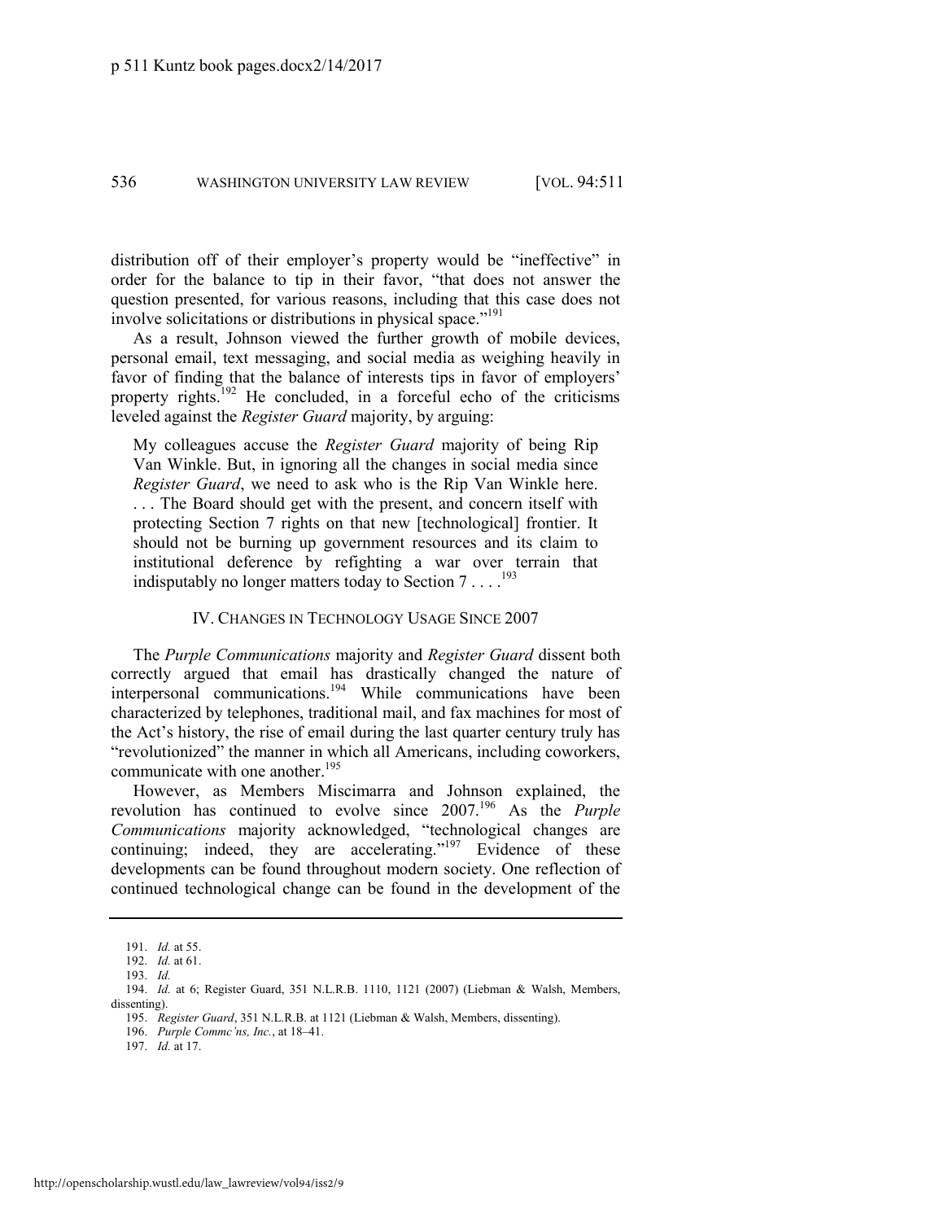distribution off of their employer's property would be "ineffective" in order for the balance to tip in their favor, "that does not answer the question presented, for various reasons, including that this case does not involve solicitations or distributions in physical space."[191]

As a result, Johnson viewed the further growth of mobile devices, personal email, text messaging, and social media as weighing heavily in favor of finding that the balance of interests tips in favor of employers' property rights.[192] He concluded, in a forceful echo of the criticisms leveled against the *Register Guard* majority, by arguing:

> My colleagues accuse the *Register Guard* majority of being Rip Van Winkle. But, in ignoring all the changes in social media since *Register Guard*, we need to ask who is the Rip Van Winkle here. . . . The Board should get with the present, and concern itself with protecting Section 7 rights on that new [technological] frontier. It should not be burning up government resources and its claim to institutional deference by refighting a war over terrain that indisputably no longer matters today to Section 7 . . . .[193]

## IV. CHANGES IN TECHNOLOGY USAGE SINCE 2007

The *Purple Communications* majority and *Register Guard* dissent both correctly argued that email has drastically changed the nature of interpersonal communications.[194] While communications have been characterized by telephones, traditional mail, and fax machines for most of the Act's history, the rise of email during the last quarter century truly has "revolutionized" the manner in which all Americans, including coworkers, communicate with one another.[195]

However, as Members Miscimarra and Johnson explained, the revolution has continued to evolve since 2007.[196] As the *Purple Communications* majority acknowledged, "technological changes are continuing; indeed, they are accelerating."[197] Evidence of these developments can be found throughout modern society. One reflection of continued technological change can be found in the development of the

---

191. *Id.* at 55.

192. *Id.* at 61.

193. *Id.*

194. *Id.* at 6; Register Guard, 351 N.L.R.B. 1110, 1121 (2007) (Liebman & Walsh, Members, dissenting).

195. *Register Guard*, 351 N.L.R.B. at 1121 (Liebman & Walsh, Members, dissenting).

196. *Purple Commc'ns, Inc.*, at 18–41.

197. *Id.* at 17.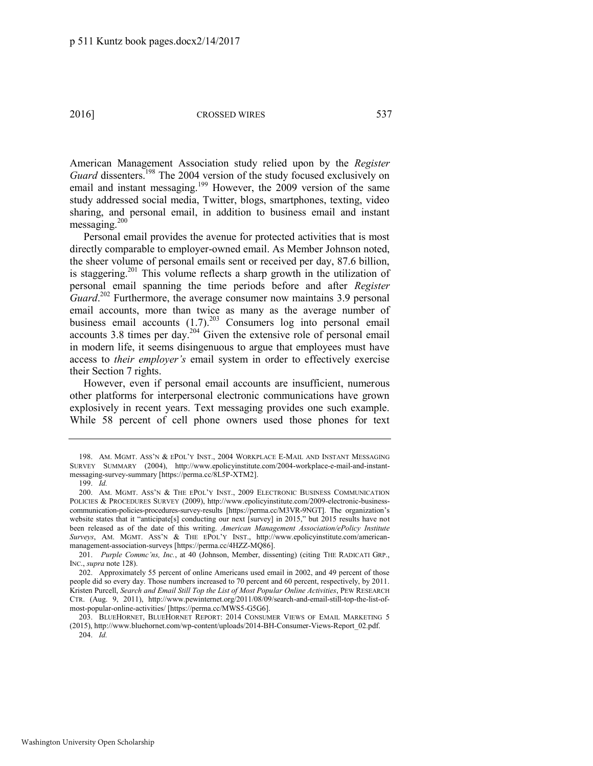American Management Association study relied upon by the *Register Guard* dissenters.[198] The 2004 version of the study focused exclusively on email and instant messaging.[199] However, the 2009 version of the same study addressed social media, Twitter, blogs, smartphones, texting, video sharing, and personal email, in addition to business email and instant messaging.[200]

Personal email provides the avenue for protected activities that is most directly comparable to employer-owned email. As Member Johnson noted, the sheer volume of personal emails sent or received per day, 87.6 billion, is staggering.[201] This volume reflects a sharp growth in the utilization of personal email spanning the time periods before and after *Register Guard*.[202] Furthermore, the average consumer now maintains 3.9 personal email accounts, more than twice as many as the average number of business email accounts (1.7).[203] Consumers log into personal email accounts 3.8 times per day.[204] Given the extensive role of personal email in modern life, it seems disingenuous to argue that employees must have access to *their employer's* email system in order to effectively exercise their Section 7 rights.

However, even if personal email accounts are insufficient, numerous other platforms for interpersonal electronic communications have grown explosively in recent years. Text messaging provides one such example. While 58 percent of cell phone owners used those phones for text

---

198. AM. MGMT. ASS'N & EPOL'Y INST., 2004 WORKPLACE E-MAIL AND INSTANT MESSAGING SURVEY SUMMARY (2004), http://www.epolicyinstitute.com/2004-workplace-e-mail-and-instant-messaging-survey-summary [https://perma.cc/8L5P-XTM2].

199. *Id.*

200. AM. MGMT. ASS'N & THE EPOL'Y INST., 2009 ELECTRONIC BUSINESS COMMUNICATION POLICIES & PROCEDURES SURVEY (2009), http://www.epolicyinstitute.com/2009-electronic-business-communication-policies-procedures-survey-results [https://perma.cc/M3VR-9NGT]. The organization's website states that it "anticipate[s] conducting our next [survey] in 2015," but 2015 results have not been released as of the date of this writing. *American Management Association/ePolicy Institute Surveys*, AM. MGMT. ASS'N & THE EPOL'Y INST., http://www.epolicyinstitute.com/american-management-association-surveys [https://perma.cc/4HZZ-MQ86].

201. *Purple Commc'ns, Inc.*, at 40 (Johnson, Member, dissenting) (citing THE RADICATI GRP., INC., *supra* note 128).

202. Approximately 55 percent of online Americans used email in 2002, and 49 percent of those people did so every day. Those numbers increased to 70 percent and 60 percent, respectively, by 2011. Kristen Purcell, *Search and Email Still Top the List of Most Popular Online Activities*, PEW RESEARCH CTR. (Aug. 9, 2011), http://www.pewinternet.org/2011/08/09/search-and-email-still-top-the-list-of-most-popular-online-activities/ [https://perma.cc/MWS5-G5G6].

203. BLUEHORNET, BLUEHORNET REPORT: 2014 CONSUMER VIEWS OF EMAIL MARKETING 5 (2015), http://www.bluehornet.com/wp-content/uploads/2014-BH-Consumer-Views-Report_02.pdf.

204. *Id.*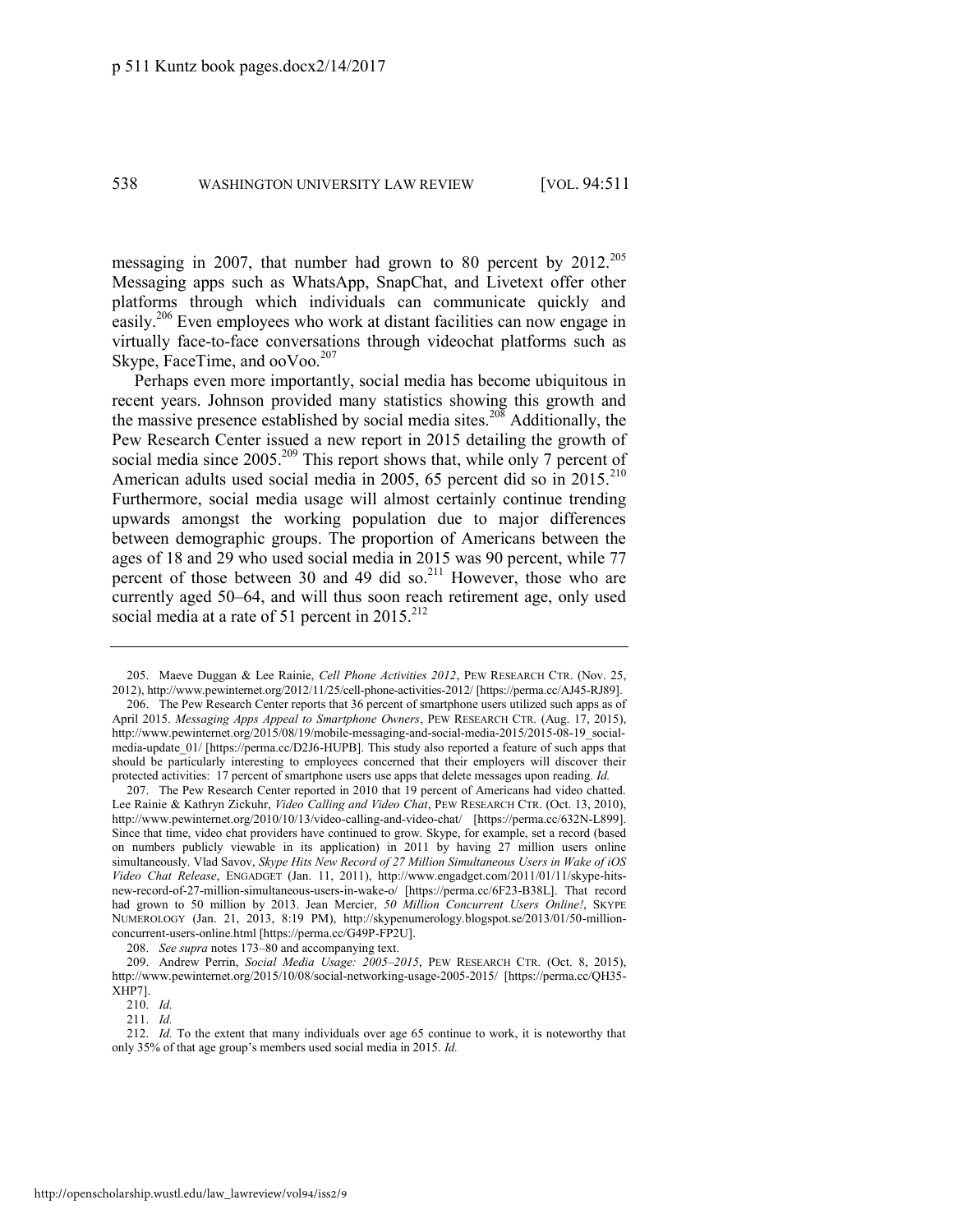messaging in 2007, that number had grown to 80 percent by 2012.[205] Messaging apps such as WhatsApp, SnapChat, and Livetext offer other platforms through which individuals can communicate quickly and easily.[206] Even employees who work at distant facilities can now engage in virtually face-to-face conversations through videochat platforms such as Skype, FaceTime, and ooVoo.[207]

Perhaps even more importantly, social media has become ubiquitous in recent years. Johnson provided many statistics showing this growth and the massive presence established by social media sites.[208] Additionally, the Pew Research Center issued a new report in 2015 detailing the growth of social media since 2005.[209] This report shows that, while only 7 percent of American adults used social media in 2005, 65 percent did so in 2015.[210] Furthermore, social media usage will almost certainly continue trending upwards amongst the working population due to major differences between demographic groups. The proportion of Americans between the ages of 18 and 29 who used social media in 2015 was 90 percent, while 77 percent of those between 30 and 49 did so.[211] However, those who are currently aged 50–64, and will thus soon reach retirement age, only used social media at a rate of 51 percent in 2015.[212]

---

205. Maeve Duggan & Lee Rainie, *Cell Phone Activities 2012*, PEW RESEARCH CTR. (Nov. 25, 2012), http://www.pewinternet.org/2012/11/25/cell-phone-activities-2012/ [https://perma.cc/AJ45-RJ89].

206. The Pew Research Center reports that 36 percent of smartphone users utilized such apps as of April 2015. *Messaging Apps Appeal to Smartphone Owners*, PEW RESEARCH CTR. (Aug. 17, 2015), http://www.pewinternet.org/2015/08/19/mobile-messaging-and-social-media-2015/2015-08-19_social-media-update_01/ [https://perma.cc/D2J6-HUPB]. This study also reported a feature of such apps that should be particularly interesting to employees concerned that their employers will discover their protected activities: 17 percent of smartphone users use apps that delete messages upon reading. *Id.*

207. The Pew Research Center reported in 2010 that 19 percent of Americans had video chatted. Lee Rainie & Kathryn Zickuhr, *Video Calling and Video Chat*, PEW RESEARCH CTR. (Oct. 13, 2010), http://www.pewinternet.org/2010/10/13/video-calling-and-video-chat/ [https://perma.cc/632N-L899]. Since that time, video chat providers have continued to grow. Skype, for example, set a record (based on numbers publicly viewable in its application) in 2011 by having 27 million users online simultaneously. Vlad Savov, *Skype Hits New Record of 27 Million Simultaneous Users in Wake of iOS Video Chat Release*, ENGADGET (Jan. 11, 2011), http://www.engadget.com/2011/01/11/skype-hits-new-record-of-27-million-simultaneous-users-in-wake-o/ [https://perma.cc/6F23-B38L]. That record had grown to 50 million by 2013. Jean Mercier, *50 Million Concurrent Users Online!*, SKYPE NUMEROLOGY (Jan. 21, 2013, 8:19 PM), http://skypenumerology.blogspot.se/2013/01/50-million-concurrent-users-online.html [https://perma.cc/G49P-FP2U].

208. *See supra* notes 173–80 and accompanying text.

209. Andrew Perrin, *Social Media Usage: 2005–2015*, PEW RESEARCH CTR. (Oct. 8, 2015), http://www.pewinternet.org/2015/10/08/social-networking-usage-2005-2015/ [https://perma.cc/QH35-XHP7].

210. *Id.*

211. *Id.*

212. *Id.* To the extent that many individuals over age 65 continue to work, it is noteworthy that only 35% of that age group's members used social media in 2015. *Id.*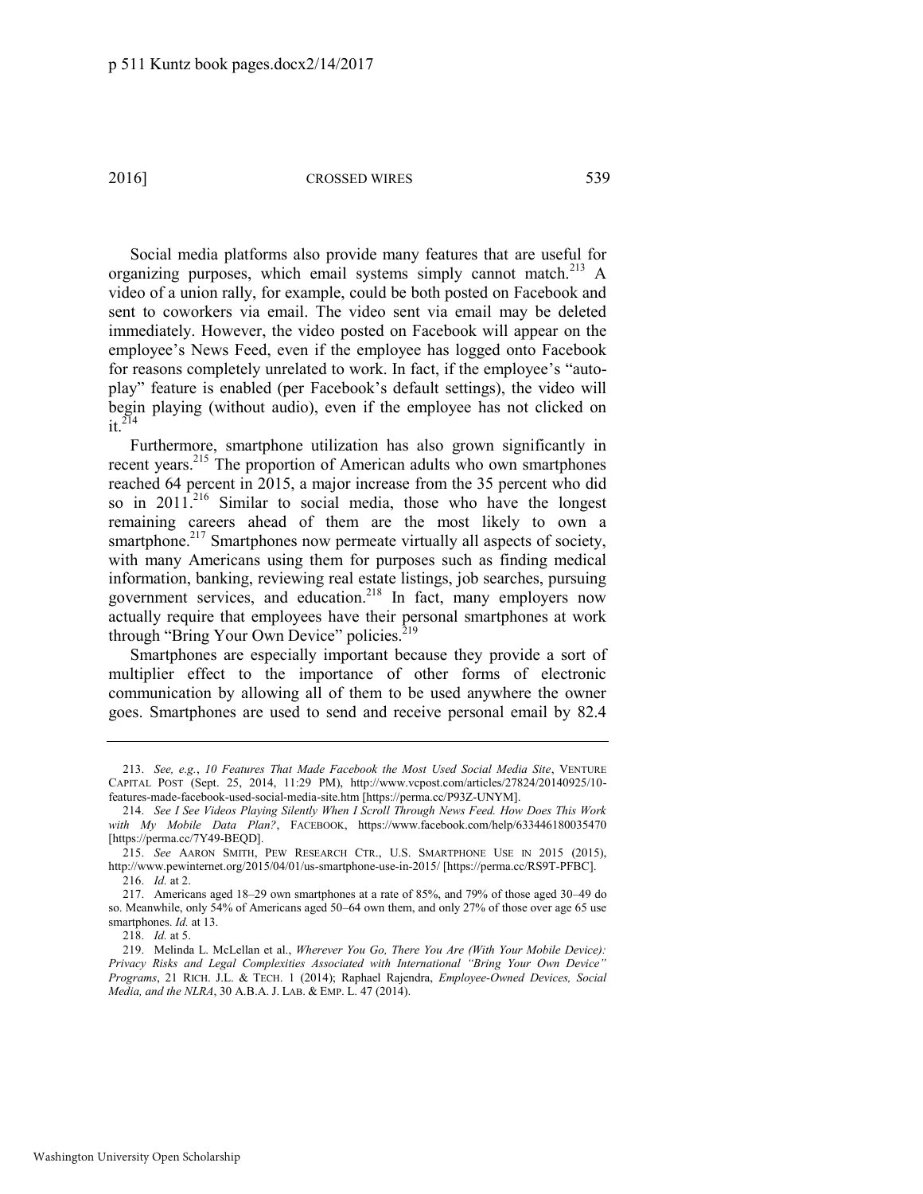Social media platforms also provide many features that are useful for organizing purposes, which email systems simply cannot match.[213] A video of a union rally, for example, could be both posted on Facebook and sent to coworkers via email. The video sent via email may be deleted immediately. However, the video posted on Facebook will appear on the employee's News Feed, even if the employee has logged onto Facebook for reasons completely unrelated to work. In fact, if the employee's "auto-play" feature is enabled (per Facebook's default settings), the video will begin playing (without audio), even if the employee has not clicked on it.[214]

Furthermore, smartphone utilization has also grown significantly in recent years.[215] The proportion of American adults who own smartphones reached 64 percent in 2015, a major increase from the 35 percent who did so in 2011.[216] Similar to social media, those who have the longest remaining careers ahead of them are the most likely to own a smartphone.[217] Smartphones now permeate virtually all aspects of society, with many Americans using them for purposes such as finding medical information, banking, reviewing real estate listings, job searches, pursuing government services, and education.[218] In fact, many employers now actually require that employees have their personal smartphones at work through "Bring Your Own Device" policies.[219]

Smartphones are especially important because they provide a sort of multiplier effect to the importance of other forms of electronic communication by allowing all of them to be used anywhere the owner goes. Smartphones are used to send and receive personal email by 82.4

---

213. *See, e.g.*, *10 Features That Made Facebook the Most Used Social Media Site*, VENTURE CAPITAL POST (Sept. 25, 2014, 11:29 PM), http://www.vcpost.com/articles/27824/20140925/10-features-made-facebook-used-social-media-site.htm [https://perma.cc/P93Z-UNYM].

214. *See I See Videos Playing Silently When I Scroll Through News Feed. How Does This Work with My Mobile Data Plan?*, FACEBOOK, https://www.facebook.com/help/633446180035470 [https://perma.cc/7Y49-BEQD].

215. *See* AARON SMITH, PEW RESEARCH CTR., U.S. SMARTPHONE USE IN 2015 (2015), http://www.pewinternet.org/2015/04/01/us-smartphone-use-in-2015/ [https://perma.cc/RS9T-PFBC].

216. *Id.* at 2.

217. Americans aged 18–29 own smartphones at a rate of 85%, and 79% of those aged 30–49 do so. Meanwhile, only 54% of Americans aged 50–64 own them, and only 27% of those over age 65 use smartphones. *Id.* at 13.

218. *Id.* at 5.

219. Melinda L. McLellan et al., *Wherever You Go, There You Are (With Your Mobile Device): Privacy Risks and Legal Complexities Associated with International "Bring Your Own Device" Programs*, 21 RICH. J.L. & TECH. 1 (2014); Raphael Rajendra, *Employee-Owned Devices, Social Media, and the NLRA*, 30 A.B.A. J. LAB. & EMP. L. 47 (2014).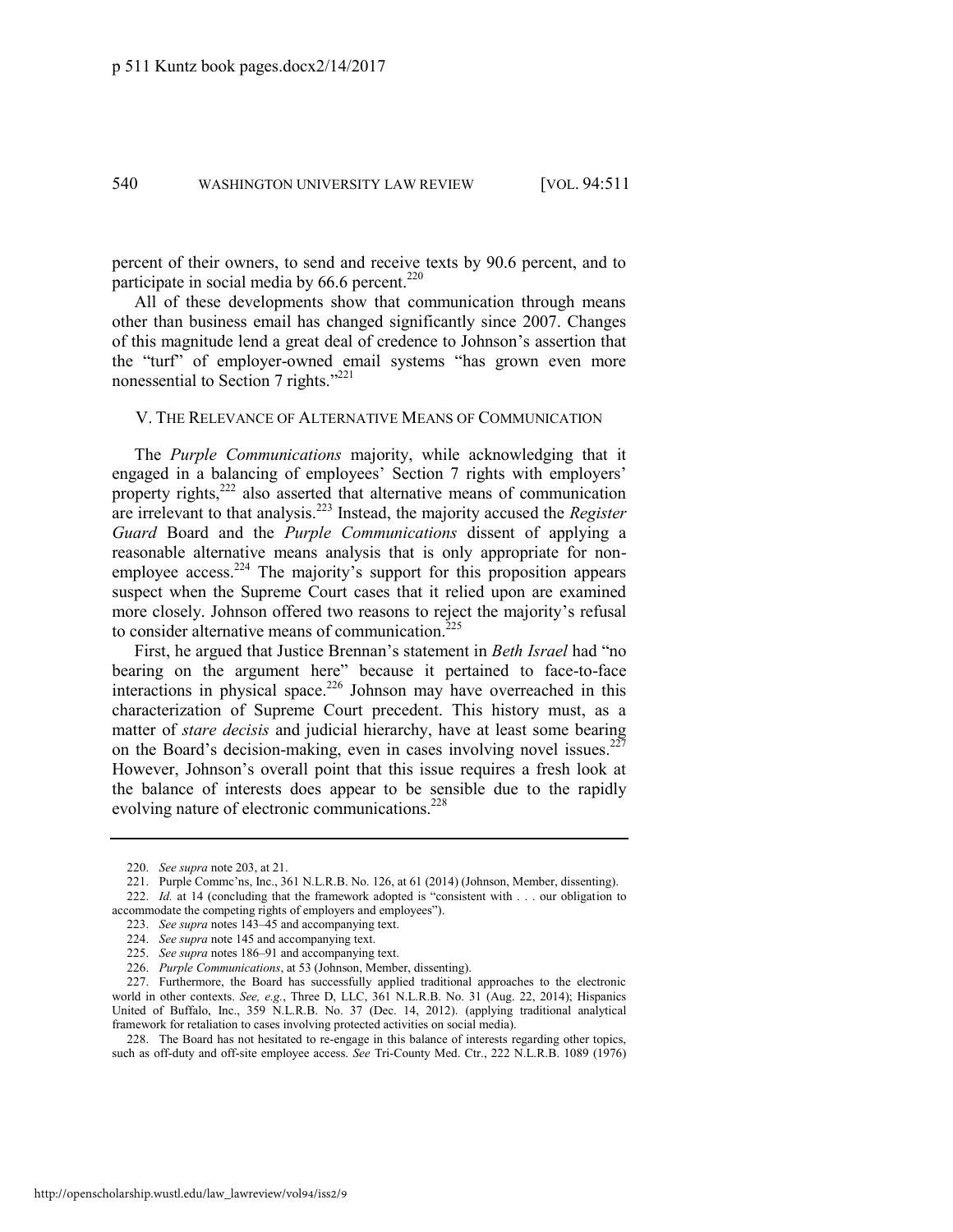percent of their owners, to send and receive texts by 90.6 percent, and to participate in social media by 66.6 percent.[220]

All of these developments show that communication through means other than business email has changed significantly since 2007. Changes of this magnitude lend a great deal of credence to Johnson's assertion that the "turf" of employer-owned email systems "has grown even more nonessential to Section 7 rights."[221]

## V. THE RELEVANCE OF ALTERNATIVE MEANS OF COMMUNICATION

The *Purple Communications* majority, while acknowledging that it engaged in a balancing of employees' Section 7 rights with employers' property rights,[222] also asserted that alternative means of communication are irrelevant to that analysis.[223] Instead, the majority accused the *Register Guard* Board and the *Purple Communications* dissent of applying a reasonable alternative means analysis that is only appropriate for non-employee access.[224] The majority's support for this proposition appears suspect when the Supreme Court cases that it relied upon are examined more closely. Johnson offered two reasons to reject the majority's refusal to consider alternative means of communication.[225]

First, he argued that Justice Brennan's statement in *Beth Israel* had "no bearing on the argument here" because it pertained to face-to-face interactions in physical space.[226] Johnson may have overreached in this characterization of Supreme Court precedent. This history must, as a matter of *stare decisis* and judicial hierarchy, have at least some bearing on the Board's decision-making, even in cases involving novel issues.[227] However, Johnson's overall point that this issue requires a fresh look at the balance of interests does appear to be sensible due to the rapidly evolving nature of electronic communications.[228]

---

220. *See supra* note 203, at 21.

221. Purple Commc'ns, Inc., 361 N.L.R.B. No. 126, at 61 (2014) (Johnson, Member, dissenting).

222. *Id.* at 14 (concluding that the framework adopted is "consistent with . . . our obligation to accommodate the competing rights of employers and employees").

223. *See supra* notes 143–45 and accompanying text.

224. *See supra* note 145 and accompanying text.

225. *See supra* notes 186–91 and accompanying text.

226. *Purple Communications*, at 53 (Johnson, Member, dissenting).

227. Furthermore, the Board has successfully applied traditional approaches to the electronic world in other contexts. *See, e.g.*, Three D, LLC, 361 N.L.R.B. No. 31 (Aug. 22, 2014); Hispanics United of Buffalo, Inc., 359 N.L.R.B. No. 37 (Dec. 14, 2012). (applying traditional analytical framework for retaliation to cases involving protected activities on social media).

228. The Board has not hesitated to re-engage in this balance of interests regarding other topics, such as off-duty and off-site employee access. *See* Tri-County Med. Ctr., 222 N.L.R.B. 1089 (1976)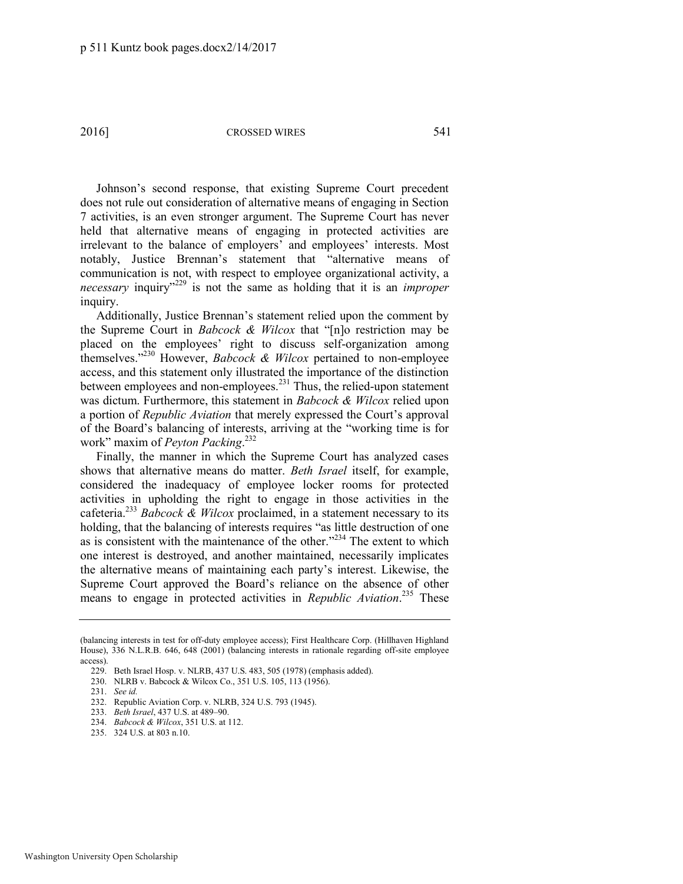Johnson's second response, that existing Supreme Court precedent does not rule out consideration of alternative means of engaging in Section 7 activities, is an even stronger argument. The Supreme Court has never held that alternative means of engaging in protected activities are irrelevant to the balance of employers' and employees' interests. Most notably, Justice Brennan's statement that "alternative means of communication is not, with respect to employee organizational activity, a *necessary* inquiry"[229] is not the same as holding that it is an *improper* inquiry.

Additionally, Justice Brennan's statement relied upon the comment by the Supreme Court in *Babcock & Wilcox* that "[n]o restriction may be placed on the employees' right to discuss self-organization among themselves."[230] However, *Babcock & Wilcox* pertained to non-employee access, and this statement only illustrated the importance of the distinction between employees and non-employees.[231] Thus, the relied-upon statement was dictum. Furthermore, this statement in *Babcock & Wilcox* relied upon a portion of *Republic Aviation* that merely expressed the Court's approval of the Board's balancing of interests, arriving at the "working time is for work" maxim of *Peyton Packing*.[232]

Finally, the manner in which the Supreme Court has analyzed cases shows that alternative means do matter. *Beth Israel* itself, for example, considered the inadequacy of employee locker rooms for protected activities in upholding the right to engage in those activities in the cafeteria.[233] *Babcock & Wilcox* proclaimed, in a statement necessary to its holding, that the balancing of interests requires "as little destruction of one as is consistent with the maintenance of the other."[234] The extent to which one interest is destroyed, and another maintained, necessarily implicates the alternative means of maintaining each party's interest. Likewise, the Supreme Court approved the Board's reliance on the absence of other means to engage in protected activities in *Republic Aviation*.[235] These

---

(balancing interests in test for off-duty employee access); First Healthcare Corp. (Hillhaven Highland House), 336 N.L.R.B. 646, 648 (2001) (balancing interests in rationale regarding off-site employee access).

229. Beth Israel Hosp. v. NLRB, 437 U.S. 483, 505 (1978) (emphasis added).

230. NLRB v. Babcock & Wilcox Co., 351 U.S. 105, 113 (1956).

231. *See id.*

232. Republic Aviation Corp. v. NLRB, 324 U.S. 793 (1945).

233. *Beth Israel*, 437 U.S. at 489–90.

234. *Babcock & Wilcox*, 351 U.S. at 112.

235. 324 U.S. at 803 n.10.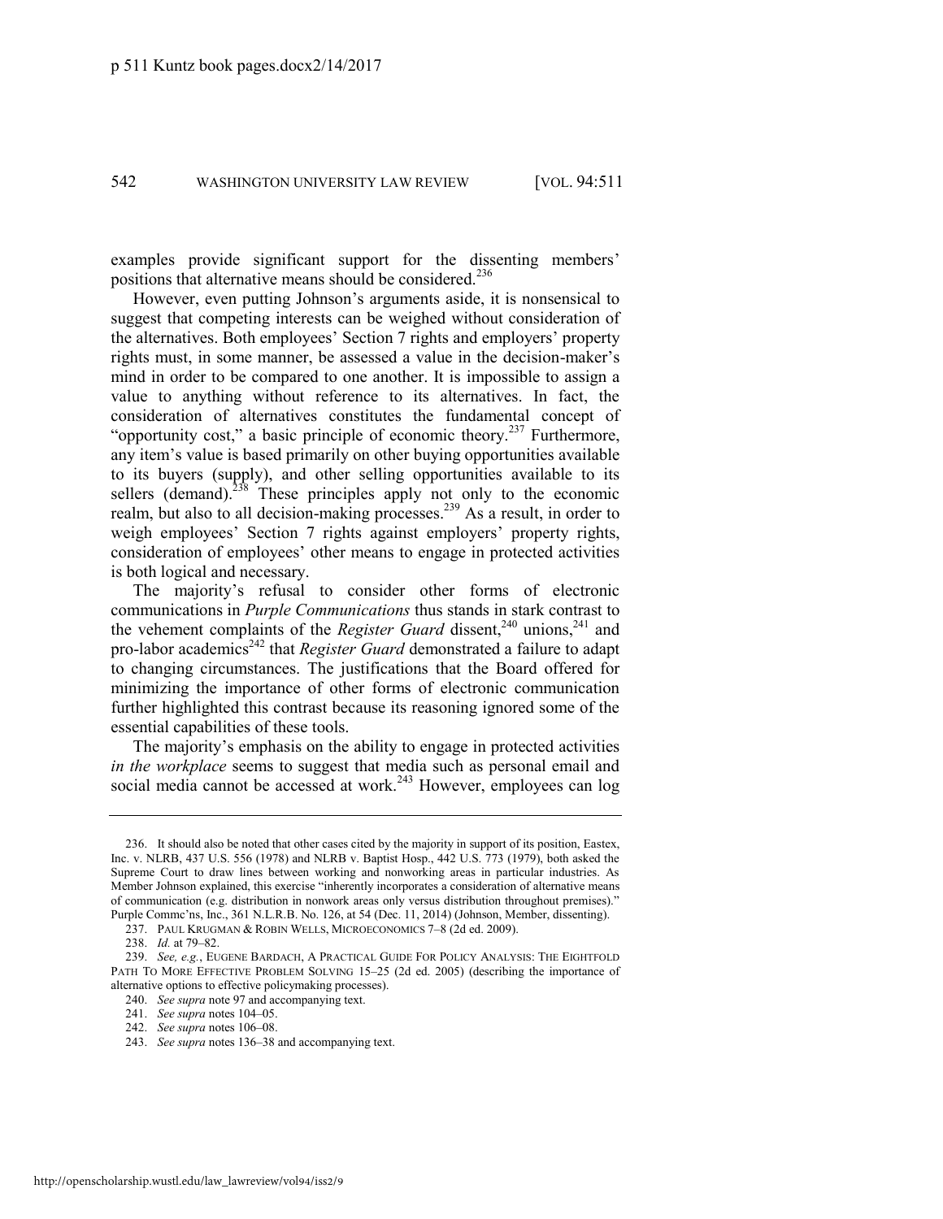examples provide significant support for the dissenting members' positions that alternative means should be considered.[236]

However, even putting Johnson's arguments aside, it is nonsensical to suggest that competing interests can be weighed without consideration of the alternatives. Both employees' Section 7 rights and employers' property rights must, in some manner, be assessed a value in the decision-maker's mind in order to be compared to one another. It is impossible to assign a value to anything without reference to its alternatives. In fact, the consideration of alternatives constitutes the fundamental concept of "opportunity cost," a basic principle of economic theory.[237] Furthermore, any item's value is based primarily on other buying opportunities available to its buyers (supply), and other selling opportunities available to its sellers (demand).[238] These principles apply not only to the economic realm, but also to all decision-making processes.[239] As a result, in order to weigh employees' Section 7 rights against employers' property rights, consideration of employees' other means to engage in protected activities is both logical and necessary.

The majority's refusal to consider other forms of electronic communications in *Purple Communications* thus stands in stark contrast to the vehement complaints of the *Register Guard* dissent,[240] unions,[241] and pro-labor academics[242] that *Register Guard* demonstrated a failure to adapt to changing circumstances. The justifications that the Board offered for minimizing the importance of other forms of electronic communication further highlighted this contrast because its reasoning ignored some of the essential capabilities of these tools.

The majority's emphasis on the ability to engage in protected activities *in the workplace* seems to suggest that media such as personal email and social media cannot be accessed at work.[243] However, employees can log

---

236. It should also be noted that other cases cited by the majority in support of its position, Eastex, Inc. v. NLRB, 437 U.S. 556 (1978) and NLRB v. Baptist Hosp., 442 U.S. 773 (1979), both asked the Supreme Court to draw lines between working and nonworking areas in particular industries. As Member Johnson explained, this exercise "inherently incorporates a consideration of alternative means of communication (e.g. distribution in nonwork areas only versus distribution throughout premises)." Purple Commc'ns, Inc., 361 N.L.R.B. No. 126, at 54 (Dec. 11, 2014) (Johnson, Member, dissenting).

237. PAUL KRUGMAN & ROBIN WELLS, MICROECONOMICS 7–8 (2d ed. 2009).

238. *Id.* at 79–82.

239. *See, e.g.*, EUGENE BARDACH, A PRACTICAL GUIDE FOR POLICY ANALYSIS: THE EIGHTFOLD PATH TO MORE EFFECTIVE PROBLEM SOLVING 15–25 (2d ed. 2005) (describing the importance of alternative options to effective policymaking processes).

240. *See supra* note 97 and accompanying text.

241. *See supra* notes 104–05.

242. *See supra* notes 106–08.

243. *See supra* notes 136–38 and accompanying text.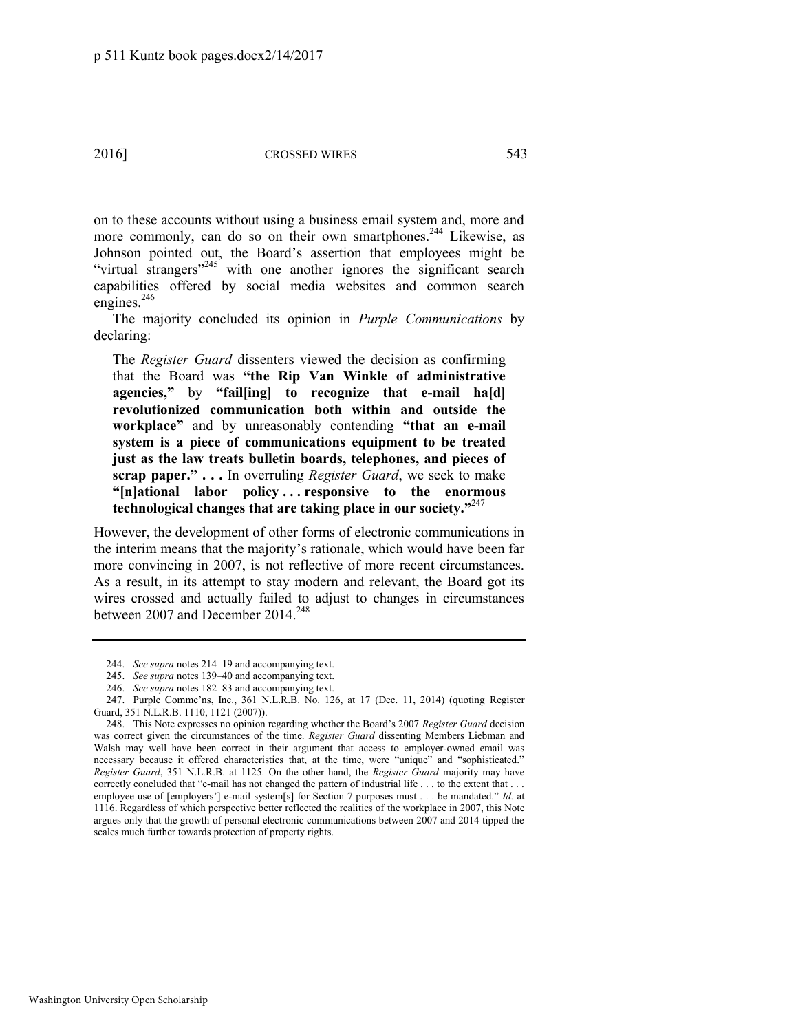on to these accounts without using a business email system and, more and more commonly, can do so on their own smartphones.[244] Likewise, as Johnson pointed out, the Board's assertion that employees might be "virtual strangers"[245] with one another ignores the significant search capabilities offered by social media websites and common search engines.[246]

The majority concluded its opinion in *Purple Communications* by declaring:

> The *Register Guard* dissenters viewed the decision as confirming that the Board was **"the Rip Van Winkle of administrative agencies,"** by **"fail[ing] to recognize that e-mail ha[d] revolutionized communication both within and outside the workplace"** and by unreasonably contending **"that an e-mail system is a piece of communications equipment to be treated just as the law treats bulletin boards, telephones, and pieces of scrap paper." . . .** In overruling *Register Guard*, we seek to make **"[n]ational labor policy . . . responsive to the enormous technological changes that are taking place in our society."**[247]

However, the development of other forms of electronic communications in the interim means that the majority's rationale, which would have been far more convincing in 2007, is not reflective of more recent circumstances. As a result, in its attempt to stay modern and relevant, the Board got its wires crossed and actually failed to adjust to changes in circumstances between 2007 and December 2014.[248]

---

244. *See supra* notes 214–19 and accompanying text.

245. *See supra* notes 139–40 and accompanying text.

246. *See supra* notes 182–83 and accompanying text.

247. Purple Commc'ns, Inc., 361 N.L.R.B. No. 126, at 17 (Dec. 11, 2014) (quoting Register Guard, 351 N.L.R.B. 1110, 1121 (2007)).

248. This Note expresses no opinion regarding whether the Board's 2007 *Register Guard* decision was correct given the circumstances of the time. *Register Guard* dissenting Members Liebman and Walsh may well have been correct in their argument that access to employer-owned email was necessary because it offered characteristics that, at the time, were "unique" and "sophisticated." *Register Guard*, 351 N.L.R.B. at 1125. On the other hand, the *Register Guard* majority may have correctly concluded that "e-mail has not changed the pattern of industrial life . . . to the extent that . . . employee use of [employers'] e-mail system[s] for Section 7 purposes must . . . be mandated." *Id.* at 1116. Regardless of which perspective better reflected the realities of the workplace in 2007, this Note argues only that the growth of personal electronic communications between 2007 and 2014 tipped the scales much further towards protection of property rights.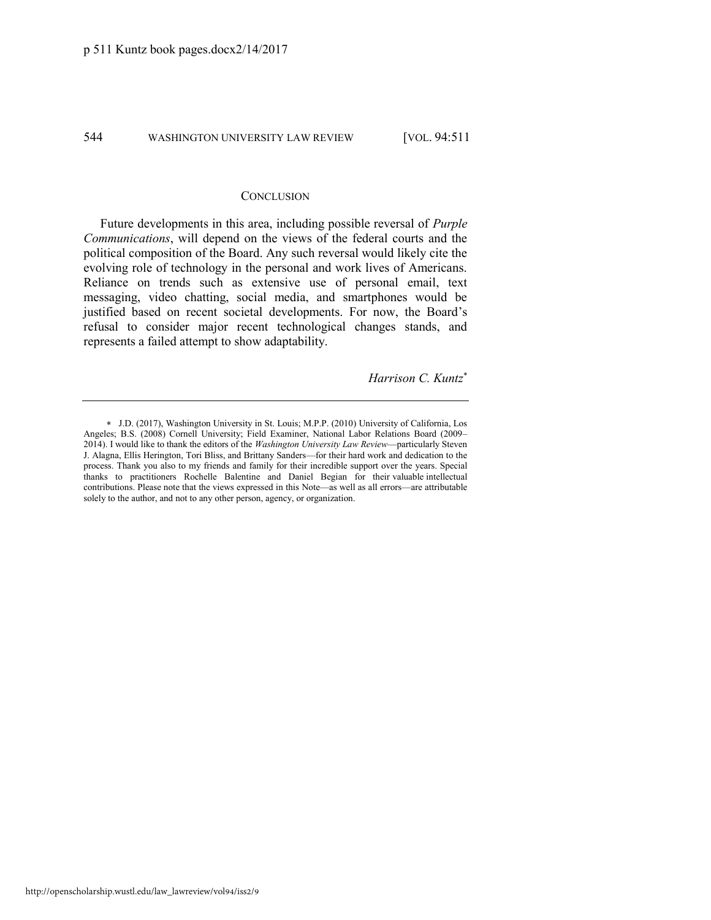## CONCLUSION

Future developments in this area, including possible reversal of *Purple Communications*, will depend on the views of the federal courts and the political composition of the Board. Any such reversal would likely cite the evolving role of technology in the personal and work lives of Americans. Reliance on trends such as extensive use of personal email, text messaging, video chatting, social media, and smartphones would be justified based on recent societal developments. For now, the Board's refusal to consider major recent technological changes stands, and represents a failed attempt to show adaptability.

*Harrison C. Kuntz*[*]

---

[*] J.D. (2017), Washington University in St. Louis; M.P.P. (2010) University of California, Los Angeles; B.S. (2008) Cornell University; Field Examiner, National Labor Relations Board (2009–2014). I would like to thank the editors of the *Washington University Law Review*—particularly Steven J. Alagna, Ellis Herington, Tori Bliss, and Brittany Sanders—for their hard work and dedication to the process. Thank you also to my friends and family for their incredible support over the years. Special thanks to practitioners Rochelle Balentine and Daniel Begian for their valuable intellectual contributions. Please note that the views expressed in this Note—as well as all errors—are attributable solely to the author, and not to any other person, agency, or organization.